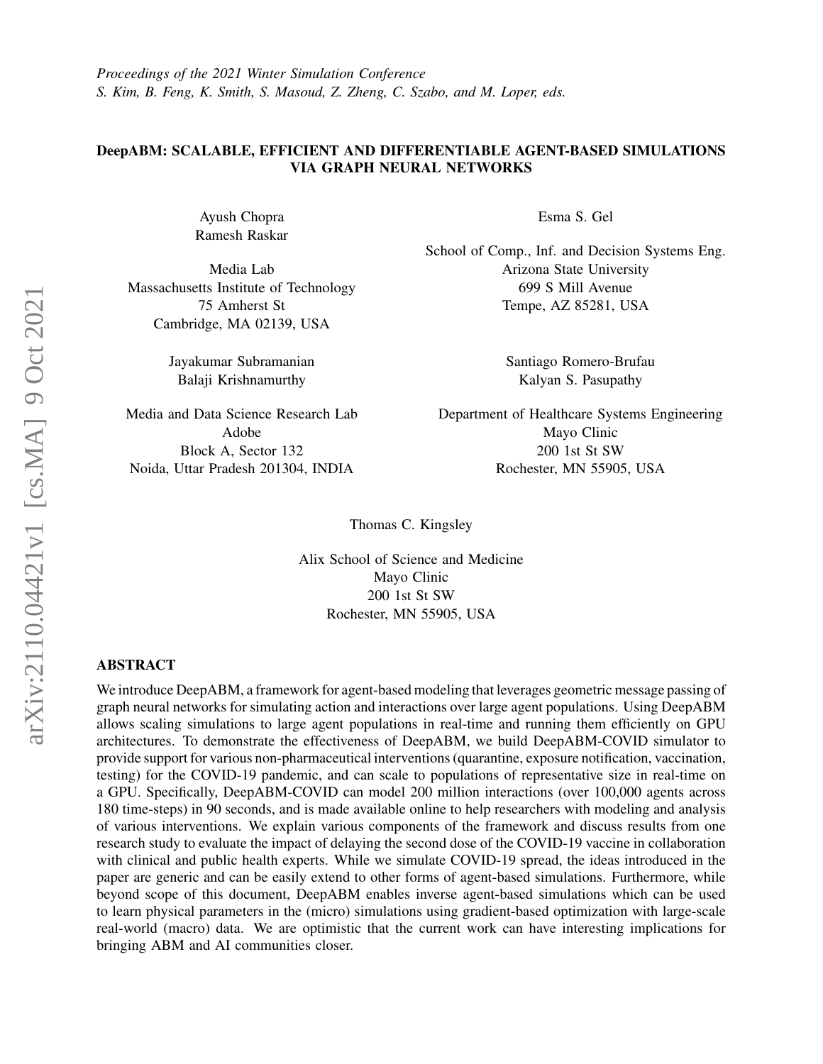*Proceedings of the 2021 Winter Simulation Conference*
*S. Kim, B. Feng, K. Smith, S. Masoud, Z. Zheng, C. Szabo, and M. Loper, eds.*

# DeepABM: SCALABLE, EFFICIENT AND DIFFERENTIABLE AGENT-BASED SIMULATIONS VIA GRAPH NEURAL NETWORKS

Ayush Chopra
Ramesh Raskar

Media Lab
Massachusetts Institute of Technology
75 Amherst St
Cambridge, MA 02139, USA

Esma S. Gel

School of Comp., Inf. and Decision Systems Eng.
Arizona State University
699 S Mill Avenue
Tempe, AZ 85281, USA

Jayakumar Subramanian
Balaji Krishnamurthy

Media and Data Science Research Lab
Adobe
Block A, Sector 132
Noida, Uttar Pradesh 201304, INDIA

Santiago Romero-Brufau
Kalyan S. Pasupathy

Department of Healthcare Systems Engineering
Mayo Clinic
200 1st St SW
Rochester, MN 55905, USA

Thomas C. Kingsley

Alix School of Science and Medicine
Mayo Clinic
200 1st St SW
Rochester, MN 55905, USA

## ABSTRACT

We introduce DeepABM, a framework for agent-based modeling that leverages geometric message passing of graph neural networks for simulating action and interactions over large agent populations. Using DeepABM allows scaling simulations to large agent populations in real-time and running them efficiently on GPU architectures. To demonstrate the effectiveness of DeepABM, we build DeepABM-COVID simulator to provide support for various non-pharmaceutical interventions (quarantine, exposure notification, vaccination, testing) for the COVID-19 pandemic, and can scale to populations of representative size in real-time on a GPU. Specifically, DeepABM-COVID can model 200 million interactions (over 100,000 agents across 180 time-steps) in 90 seconds, and is made available online to help researchers with modeling and analysis of various interventions. We explain various components of the framework and discuss results from one research study to evaluate the impact of delaying the second dose of the COVID-19 vaccine in collaboration with clinical and public health experts. While we simulate COVID-19 spread, the ideas introduced in the paper are generic and can be easily extend to other forms of agent-based simulations. Furthermore, while beyond scope of this document, DeepABM enables inverse agent-based simulations which can be used to learn physical parameters in the (micro) simulations using gradient-based optimization with large-scale real-world (macro) data. We are optimistic that the current work can have interesting implications for bringing ABM and AI communities closer.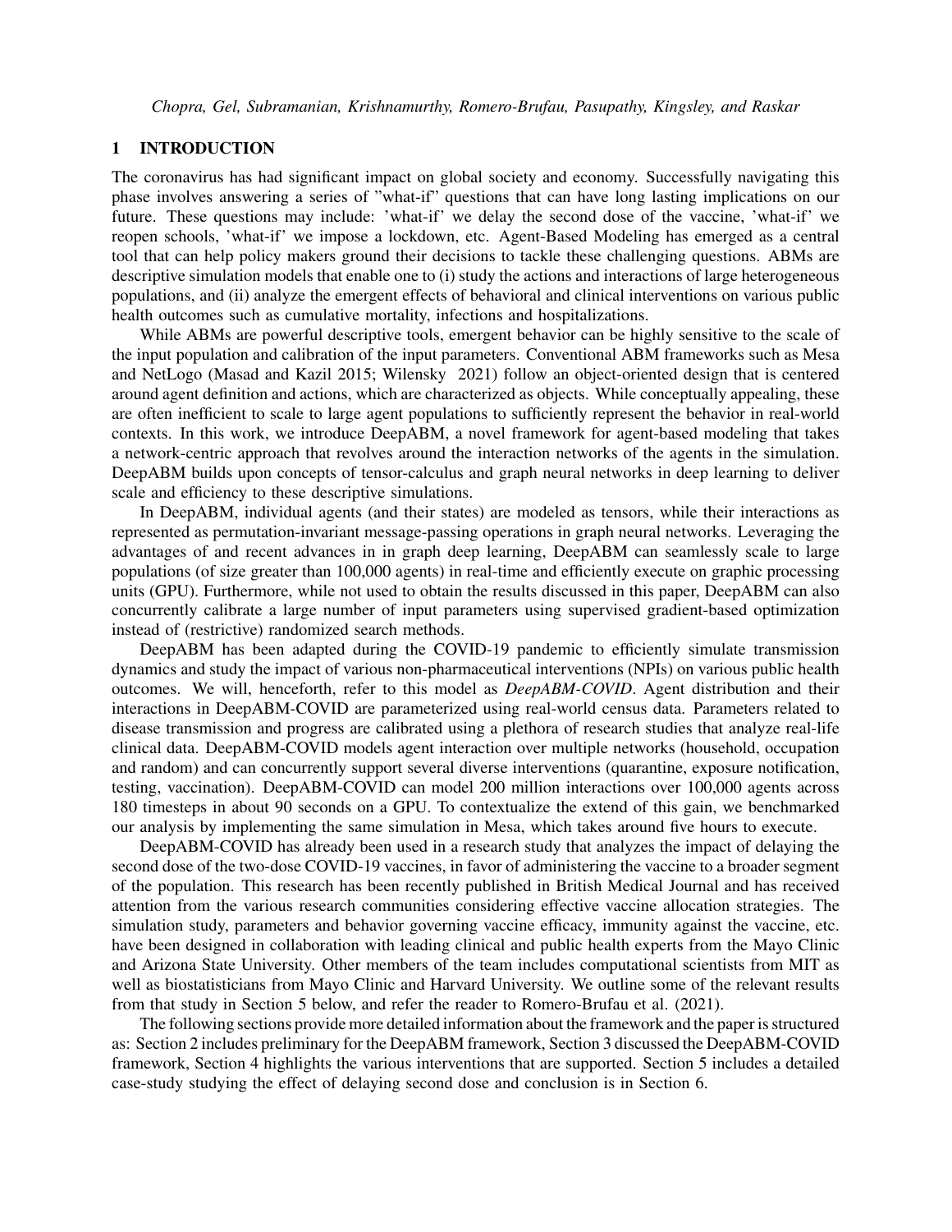## 1 INTRODUCTION

The coronavirus has had significant impact on global society and economy. Successfully navigating this phase involves answering a series of "what-if" questions that can have long lasting implications on our future. These questions may include: 'what-if' we delay the second dose of the vaccine, 'what-if' we reopen schools, 'what-if' we impose a lockdown, etc. Agent-Based Modeling has emerged as a central tool that can help policy makers ground their decisions to tackle these challenging questions. ABMs are descriptive simulation models that enable one to (i) study the actions and interactions of large heterogeneous populations, and (ii) analyze the emergent effects of behavioral and clinical interventions on various public health outcomes such as cumulative mortality, infections and hospitalizations.

While ABMs are powerful descriptive tools, emergent behavior can be highly sensitive to the scale of the input population and calibration of the input parameters. Conventional ABM frameworks such as Mesa and NetLogo (Masad and Kazil 2015; Wilensky 2021) follow an object-oriented design that is centered around agent definition and actions, which are characterized as objects. While conceptually appealing, these are often inefficient to scale to large agent populations to sufficiently represent the behavior in real-world contexts. In this work, we introduce DeepABM, a novel framework for agent-based modeling that takes a network-centric approach that revolves around the interaction networks of the agents in the simulation. DeepABM builds upon concepts of tensor-calculus and graph neural networks in deep learning to deliver scale and efficiency to these descriptive simulations.

In DeepABM, individual agents (and their states) are modeled as tensors, while their interactions as represented as permutation-invariant message-passing operations in graph neural networks. Leveraging the advantages of and recent advances in in graph deep learning, DeepABM can seamlessly scale to large populations (of size greater than 100,000 agents) in real-time and efficiently execute on graphic processing units (GPU). Furthermore, while not used to obtain the results discussed in this paper, DeepABM can also concurrently calibrate a large number of input parameters using supervised gradient-based optimization instead of (restrictive) randomized search methods.

DeepABM has been adapted during the COVID-19 pandemic to efficiently simulate transmission dynamics and study the impact of various non-pharmaceutical interventions (NPIs) on various public health outcomes. We will, henceforth, refer to this model as *DeepABM-COVID*. Agent distribution and their interactions in DeepABM-COVID are parameterized using real-world census data. Parameters related to disease transmission and progress are calibrated using a plethora of research studies that analyze real-life clinical data. DeepABM-COVID models agent interaction over multiple networks (household, occupation and random) and can concurrently support several diverse interventions (quarantine, exposure notification, testing, vaccination). DeepABM-COVID can model 200 million interactions over 100,000 agents across 180 timesteps in about 90 seconds on a GPU. To contextualize the extend of this gain, we benchmarked our analysis by implementing the same simulation in Mesa, which takes around five hours to execute.

DeepABM-COVID has already been used in a research study that analyzes the impact of delaying the second dose of the two-dose COVID-19 vaccines, in favor of administering the vaccine to a broader segment of the population. This research has been recently published in British Medical Journal and has received attention from the various research communities considering effective vaccine allocation strategies. The simulation study, parameters and behavior governing vaccine efficacy, immunity against the vaccine, etc. have been designed in collaboration with leading clinical and public health experts from the Mayo Clinic and Arizona State University. Other members of the team includes computational scientists from MIT as well as biostatisticians from Mayo Clinic and Harvard University. We outline some of the relevant results from that study in Section 5 below, and refer the reader to Romero-Brufau et al. (2021).

The following sections provide more detailed information about the framework and the paper is structured as: Section 2 includes preliminary for the DeepABM framework, Section 3 discussed the DeepABM-COVID framework, Section 4 highlights the various interventions that are supported. Section 5 includes a detailed case-study studying the effect of delaying second dose and conclusion is in Section 6.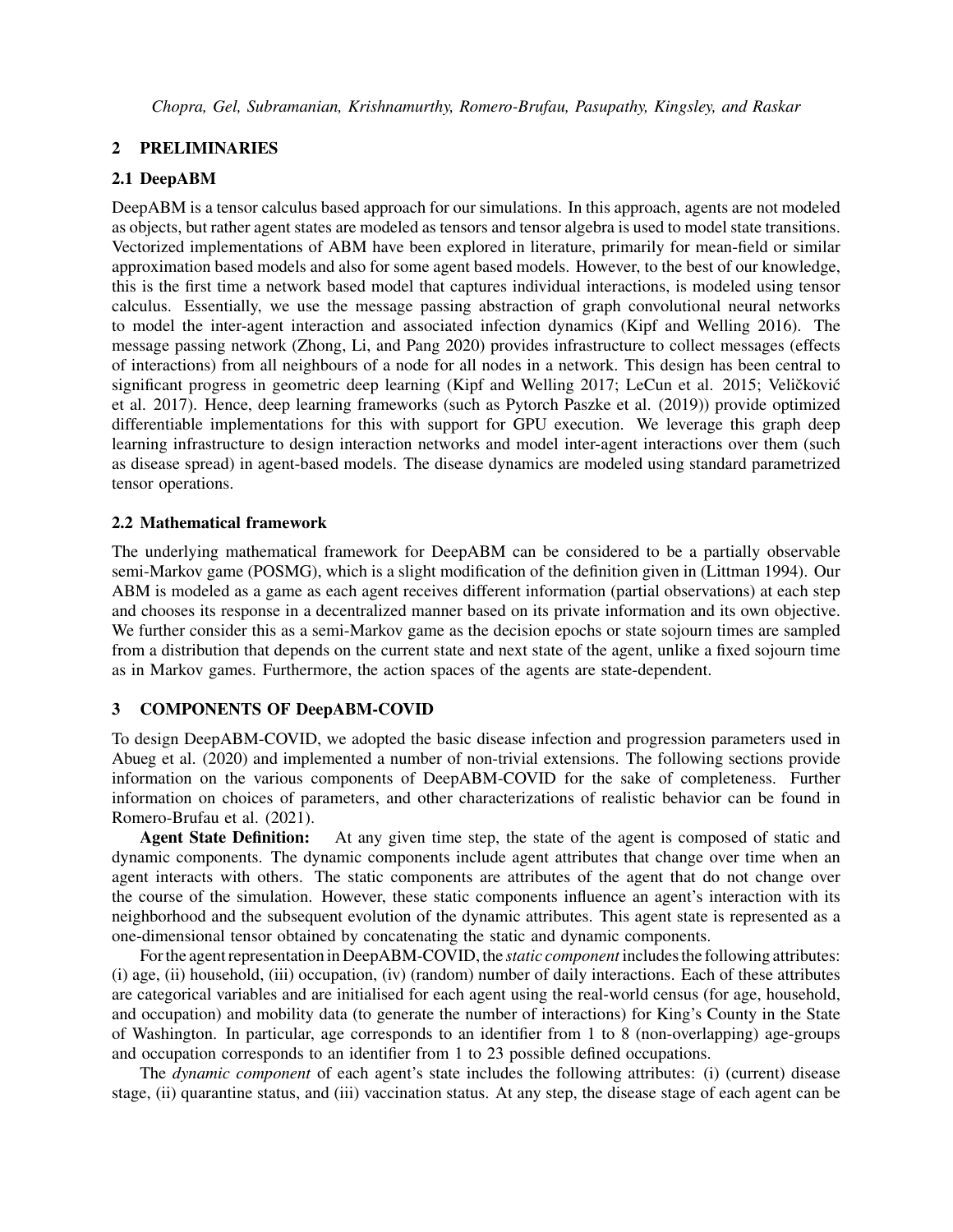## 2 PRELIMINARIES

### 2.1 DeepABM

DeepABM is a tensor calculus based approach for our simulations. In this approach, agents are not modeled as objects, but rather agent states are modeled as tensors and tensor algebra is used to model state transitions. Vectorized implementations of ABM have been explored in literature, primarily for mean-field or similar approximation based models and also for some agent based models. However, to the best of our knowledge, this is the first time a network based model that captures individual interactions, is modeled using tensor calculus. Essentially, we use the message passing abstraction of graph convolutional neural networks to model the inter-agent interaction and associated infection dynamics (Kipf and Welling 2016). The message passing network (Zhong, Li, and Pang 2020) provides infrastructure to collect messages (effects of interactions) from all neighbours of a node for all nodes in a network. This design has been central to significant progress in geometric deep learning (Kipf and Welling 2017; LeCun et al. 2015; Veličković et al. 2017). Hence, deep learning frameworks (such as Pytorch Paszke et al. (2019)) provide optimized differentiable implementations for this with support for GPU execution. We leverage this graph deep learning infrastructure to design interaction networks and model inter-agent interactions over them (such as disease spread) in agent-based models. The disease dynamics are modeled using standard parametrized tensor operations.

### 2.2 Mathematical framework

The underlying mathematical framework for DeepABM can be considered to be a partially observable semi-Markov game (POSMG), which is a slight modification of the definition given in (Littman 1994). Our ABM is modeled as a game as each agent receives different information (partial observations) at each step and chooses its response in a decentralized manner based on its private information and its own objective. We further consider this as a semi-Markov game as the decision epochs or state sojourn times are sampled from a distribution that depends on the current state and next state of the agent, unlike a fixed sojourn time as in Markov games. Furthermore, the action spaces of the agents are state-dependent.

## 3 COMPONENTS OF DeepABM-COVID

To design DeepABM-COVID, we adopted the basic disease infection and progression parameters used in Abueg et al. (2020) and implemented a number of non-trivial extensions. The following sections provide information on the various components of DeepABM-COVID for the sake of completeness. Further information on choices of parameters, and other characterizations of realistic behavior can be found in Romero-Brufau et al. (2021).

**Agent State Definition:** At any given time step, the state of the agent is composed of static and dynamic components. The dynamic components include agent attributes that change over time when an agent interacts with others. The static components are attributes of the agent that do not change over the course of the simulation. However, these static components influence an agent's interaction with its neighborhood and the subsequent evolution of the dynamic attributes. This agent state is represented as a one-dimensional tensor obtained by concatenating the static and dynamic components.

For the agent representation in DeepABM-COVID, the *static component* includes the following attributes: (i) age, (ii) household, (iii) occupation, (iv) (random) number of daily interactions. Each of these attributes are categorical variables and are initialised for each agent using the real-world census (for age, household, and occupation) and mobility data (to generate the number of interactions) for King's County in the State of Washington. In particular, age corresponds to an identifier from 1 to 8 (non-overlapping) age-groups and occupation corresponds to an identifier from 1 to 23 possible defined occupations.

The *dynamic component* of each agent's state includes the following attributes: (i) (current) disease stage, (ii) quarantine status, and (iii) vaccination status. At any step, the disease stage of each agent can be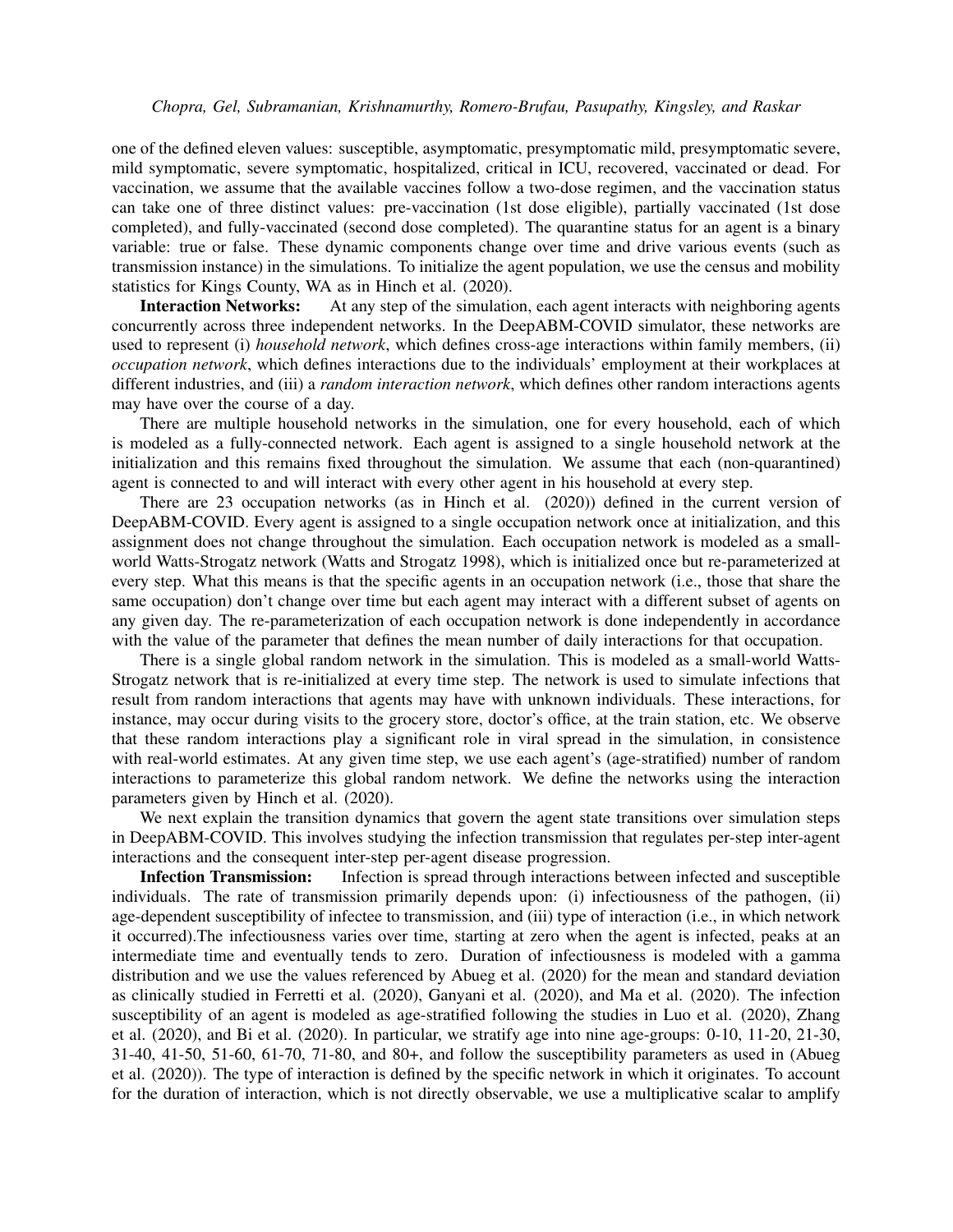one of the defined eleven values: susceptible, asymptomatic, presymptomatic mild, presymptomatic severe, mild symptomatic, severe symptomatic, hospitalized, critical in ICU, recovered, vaccinated or dead. For vaccination, we assume that the available vaccines follow a two-dose regimen, and the vaccination status can take one of three distinct values: pre-vaccination (1st dose eligible), partially vaccinated (1st dose completed), and fully-vaccinated (second dose completed). The quarantine status for an agent is a binary variable: true or false. These dynamic components change over time and drive various events (such as transmission instance) in the simulations. To initialize the agent population, we use the census and mobility statistics for Kings County, WA as in Hinch et al. (2020).

**Interaction Networks:** At any step of the simulation, each agent interacts with neighboring agents concurrently across three independent networks. In the DeepABM-COVID simulator, these networks are used to represent (i) *household network*, which defines cross-age interactions within family members, (ii) *occupation network*, which defines interactions due to the individuals' employment at their workplaces at different industries, and (iii) a *random interaction network*, which defines other random interactions agents may have over the course of a day.

There are multiple household networks in the simulation, one for every household, each of which is modeled as a fully-connected network. Each agent is assigned to a single household network at the initialization and this remains fixed throughout the simulation. We assume that each (non-quarantined) agent is connected to and will interact with every other agent in his household at every step.

There are 23 occupation networks (as in Hinch et al. (2020)) defined in the current version of DeepABM-COVID. Every agent is assigned to a single occupation network once at initialization, and this assignment does not change throughout the simulation. Each occupation network is modeled as a small-world Watts-Strogatz network (Watts and Strogatz 1998), which is initialized once but re-parameterized at every step. What this means is that the specific agents in an occupation network (i.e., those that share the same occupation) don't change over time but each agent may interact with a different subset of agents on any given day. The re-parameterization of each occupation network is done independently in accordance with the value of the parameter that defines the mean number of daily interactions for that occupation.

There is a single global random network in the simulation. This is modeled as a small-world Watts-Strogatz network that is re-initialized at every time step. The network is used to simulate infections that result from random interactions that agents may have with unknown individuals. These interactions, for instance, may occur during visits to the grocery store, doctor's office, at the train station, etc. We observe that these random interactions play a significant role in viral spread in the simulation, in consistence with real-world estimates. At any given time step, we use each agent's (age-stratified) number of random interactions to parameterize this global random network. We define the networks using the interaction parameters given by Hinch et al. (2020).

We next explain the transition dynamics that govern the agent state transitions over simulation steps in DeepABM-COVID. This involves studying the infection transmission that regulates per-step inter-agent interactions and the consequent inter-step per-agent disease progression.

**Infection Transmission:** Infection is spread through interactions between infected and susceptible individuals. The rate of transmission primarily depends upon: (i) infectiousness of the pathogen, (ii) age-dependent susceptibility of infectee to transmission, and (iii) type of interaction (i.e., in which network it occurred).The infectiousness varies over time, starting at zero when the agent is infected, peaks at an intermediate time and eventually tends to zero. Duration of infectiousness is modeled with a gamma distribution and we use the values referenced by Abueg et al. (2020) for the mean and standard deviation as clinically studied in Ferretti et al. (2020), Ganyani et al. (2020), and Ma et al. (2020). The infection susceptibility of an agent is modeled as age-stratified following the studies in Luo et al. (2020), Zhang et al. (2020), and Bi et al. (2020). In particular, we stratify age into nine age-groups: 0-10, 11-20, 21-30, 31-40, 41-50, 51-60, 61-70, 71-80, and 80+, and follow the susceptibility parameters as used in (Abueg et al. (2020)). The type of interaction is defined by the specific network in which it originates. To account for the duration of interaction, which is not directly observable, we use a multiplicative scalar to amplify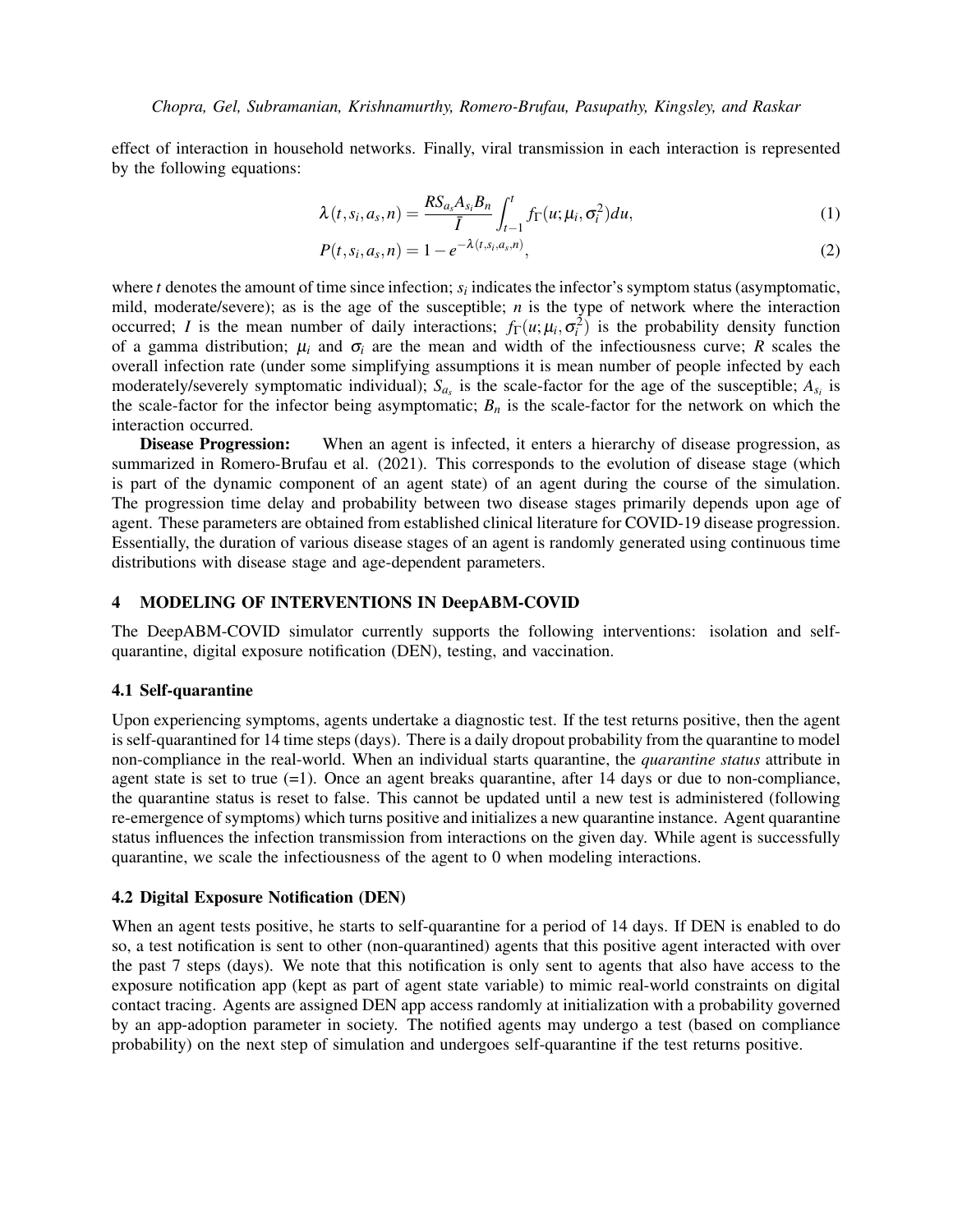effect of interaction in household networks. Finally, viral transmission in each interaction is represented by the following equations:

$$\lambda(t, s_i, a_s, n) = \frac{R S_{a_s} A_{s_i} B_n}{\bar{I}} \int_{t-1}^{t} f_\Gamma(u; \mu_i, \sigma_i^2) du, \tag{1}$$

$$P(t, s_i, a_s, n) = 1 - e^{-\lambda(t, s_i, a_s, n)}, \tag{2}$$

where $t$ denotes the amount of time since infection; $s_i$ indicates the infector's symptom status (asymptomatic, mild, moderate/severe); as is the age of the susceptible; $n$ is the type of network where the interaction occurred; $I$ is the mean number of daily interactions; $f_\Gamma(u; \mu_i, \sigma_i^2)$ is the probability density function of a gamma distribution; $\mu_i$ and $\sigma_i$ are the mean and width of the infectiousness curve; $R$ scales the overall infection rate (under some simplifying assumptions it is mean number of people infected by each moderately/severely symptomatic individual); $S_{a_s}$ is the scale-factor for the age of the susceptible; $A_{s_i}$ is the scale-factor for the infector being asymptomatic; $B_n$ is the scale-factor for the network on which the interaction occurred.

**Disease Progression:** When an agent is infected, it enters a hierarchy of disease progression, as summarized in Romero-Brufau et al. (2021). This corresponds to the evolution of disease stage (which is part of the dynamic component of an agent state) of an agent during the course of the simulation. The progression time delay and probability between two disease stages primarily depends upon age of agent. These parameters are obtained from established clinical literature for COVID-19 disease progression. Essentially, the duration of various disease stages of an agent is randomly generated using continuous time distributions with disease stage and age-dependent parameters.

## 4 MODELING OF INTERVENTIONS IN DeepABM-COVID

The DeepABM-COVID simulator currently supports the following interventions: isolation and self-quarantine, digital exposure notification (DEN), testing, and vaccination.

### 4.1 Self-quarantine

Upon experiencing symptoms, agents undertake a diagnostic test. If the test returns positive, then the agent is self-quarantined for 14 time steps (days). There is a daily dropout probability from the quarantine to model non-compliance in the real-world. When an individual starts quarantine, the *quarantine status* attribute in agent state is set to true (=1). Once an agent breaks quarantine, after 14 days or due to non-compliance, the quarantine status is reset to false. This cannot be updated until a new test is administered (following re-emergence of symptoms) which turns positive and initializes a new quarantine instance. Agent quarantine status influences the infection transmission from interactions on the given day. While agent is successfully quarantine, we scale the infectiousness of the agent to 0 when modeling interactions.

### 4.2 Digital Exposure Notification (DEN)

When an agent tests positive, he starts to self-quarantine for a period of 14 days. If DEN is enabled to do so, a test notification is sent to other (non-quarantined) agents that this positive agent interacted with over the past 7 steps (days). We note that this notification is only sent to agents that also have access to the exposure notification app (kept as part of agent state variable) to mimic real-world constraints on digital contact tracing. Agents are assigned DEN app access randomly at initialization with a probability governed by an app-adoption parameter in society. The notified agents may undergo a test (based on compliance probability) on the next step of simulation and undergoes self-quarantine if the test returns positive.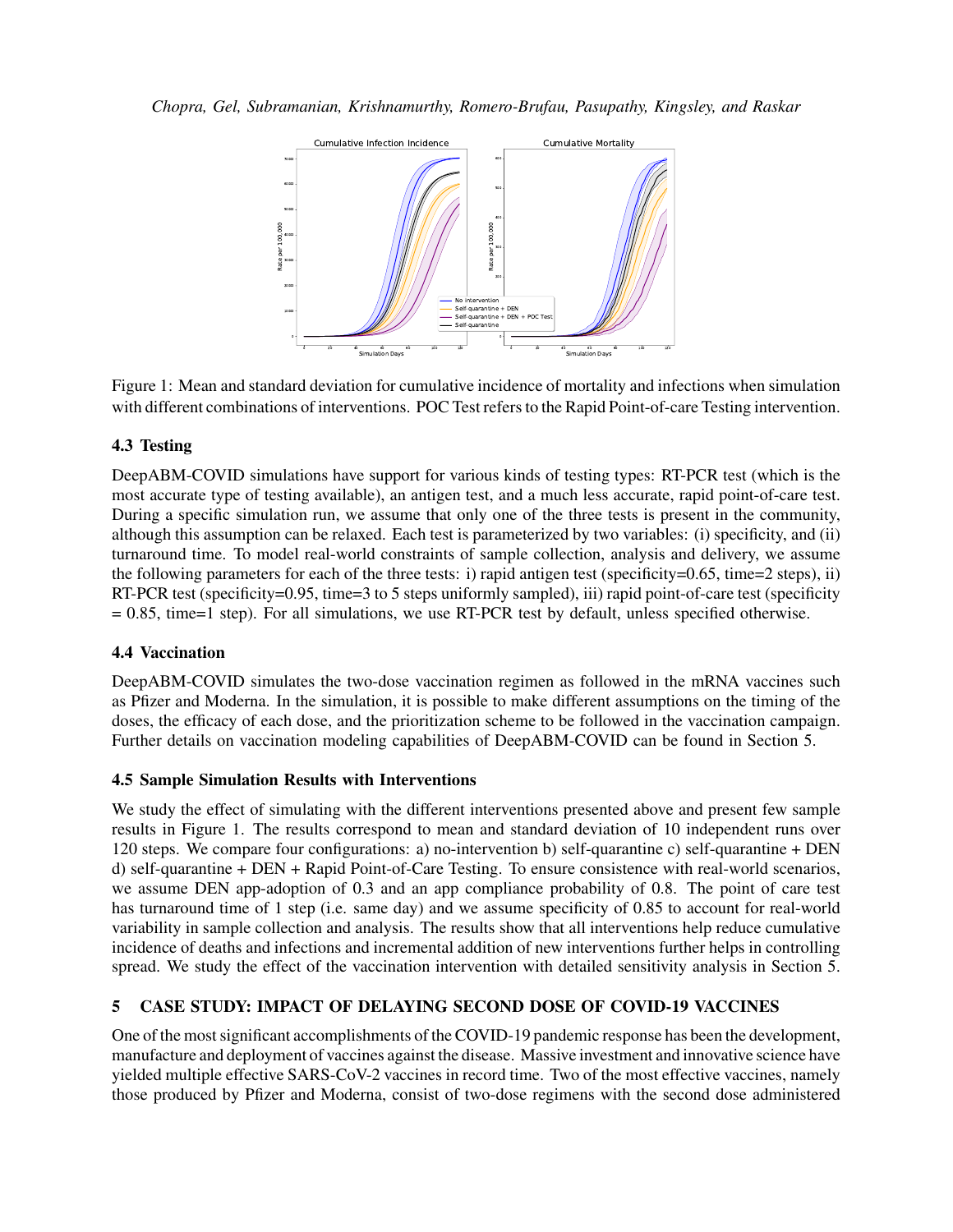Figure 1: Mean and standard deviation for cumulative incidence of mortality and infections when simulation with different combinations of interventions. POC Test refers to the Rapid Point-of-care Testing intervention.

### 4.3 Testing

DeepABM-COVID simulations have support for various kinds of testing types: RT-PCR test (which is the most accurate type of testing available), an antigen test, and a much less accurate, rapid point-of-care test. During a specific simulation run, we assume that only one of the three tests is present in the community, although this assumption can be relaxed. Each test is parameterized by two variables: (i) specificity, and (ii) turnaround time. To model real-world constraints of sample collection, analysis and delivery, we assume the following parameters for each of the three tests: i) rapid antigen test (specificity=0.65, time=2 steps), ii) RT-PCR test (specificity=0.95, time=3 to 5 steps uniformly sampled), iii) rapid point-of-care test (specificity = 0.85, time=1 step). For all simulations, we use RT-PCR test by default, unless specified otherwise.

### 4.4 Vaccination

DeepABM-COVID simulates the two-dose vaccination regimen as followed in the mRNA vaccines such as Pfizer and Moderna. In the simulation, it is possible to make different assumptions on the timing of the doses, the efficacy of each dose, and the prioritization scheme to be followed in the vaccination campaign. Further details on vaccination modeling capabilities of DeepABM-COVID can be found in Section 5.

### 4.5 Sample Simulation Results with Interventions

We study the effect of simulating with the different interventions presented above and present few sample results in Figure 1. The results correspond to mean and standard deviation of 10 independent runs over 120 steps. We compare four configurations: a) no-intervention b) self-quarantine c) self-quarantine + DEN d) self-quarantine + DEN + Rapid Point-of-Care Testing. To ensure consistence with real-world scenarios, we assume DEN app-adoption of 0.3 and an app compliance probability of 0.8. The point of care test has turnaround time of 1 step (i.e. same day) and we assume specificity of 0.85 to account for real-world variability in sample collection and analysis. The results show that all interventions help reduce cumulative incidence of deaths and infections and incremental addition of new interventions further helps in controlling spread. We study the effect of the vaccination intervention with detailed sensitivity analysis in Section 5.

## 5 CASE STUDY: IMPACT OF DELAYING SECOND DOSE OF COVID-19 VACCINES

One of the most significant accomplishments of the COVID-19 pandemic response has been the development, manufacture and deployment of vaccines against the disease. Massive investment and innovative science have yielded multiple effective SARS-CoV-2 vaccines in record time. Two of the most effective vaccines, namely those produced by Pfizer and Moderna, consist of two-dose regimens with the second dose administered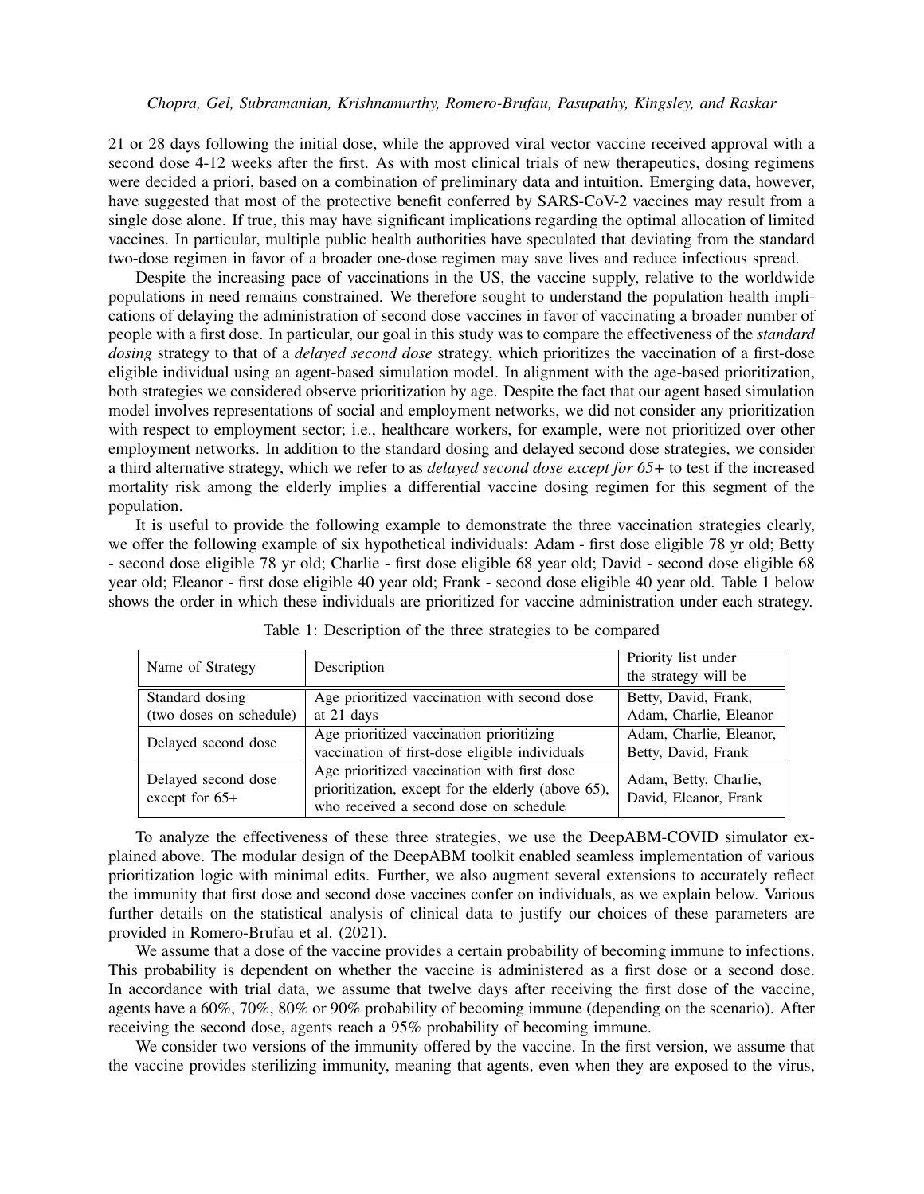21 or 28 days following the initial dose, while the approved viral vector vaccine received approval with a second dose 4-12 weeks after the first. As with most clinical trials of new therapeutics, dosing regimens were decided a priori, based on a combination of preliminary data and intuition. Emerging data, however, have suggested that most of the protective benefit conferred by SARS-CoV-2 vaccines may result from a single dose alone. If true, this may have significant implications regarding the optimal allocation of limited vaccines. In particular, multiple public health authorities have speculated that deviating from the standard two-dose regimen in favor of a broader one-dose regimen may save lives and reduce infectious spread.

Despite the increasing pace of vaccinations in the US, the vaccine supply, relative to the worldwide populations in need remains constrained. We therefore sought to understand the population health implications of delaying the administration of second dose vaccines in favor of vaccinating a broader number of people with a first dose. In particular, our goal in this study was to compare the effectiveness of the *standard dosing* strategy to that of a *delayed second dose* strategy, which prioritizes the vaccination of a first-dose eligible individual using an agent-based simulation model. In alignment with the age-based prioritization, both strategies we considered observe prioritization by age. Despite the fact that our agent based simulation model involves representations of social and employment networks, we did not consider any prioritization with respect to employment sector; i.e., healthcare workers, for example, were not prioritized over other employment networks. In addition to the standard dosing and delayed second dose strategies, we consider a third alternative strategy, which we refer to as *delayed second dose except for 65+* to test if the increased mortality risk among the elderly implies a differential vaccine dosing regimen for this segment of the population.

It is useful to provide the following example to demonstrate the three vaccination strategies clearly, we offer the following example of six hypothetical individuals: Adam - first dose eligible 78 yr old; Betty - second dose eligible 78 yr old; Charlie - first dose eligible 68 year old; David - second dose eligible 68 year old; Eleanor - first dose eligible 40 year old; Frank - second dose eligible 40 year old. Table 1 below shows the order in which these individuals are prioritized for vaccine administration under each strategy.

Table 1: Description of the three strategies to be compared

| Name of Strategy | Description | Priority list under the strategy will be |
|---|---|---|
| Standard dosing (two doses on schedule) | Age prioritized vaccination with second dose at 21 days | Betty, David, Frank, Adam, Charlie, Eleanor |
| Delayed second dose | Age prioritized vaccination prioritizing vaccination of first-dose eligible individuals | Adam, Charlie, Eleanor, Betty, David, Frank |
| Delayed second dose except for 65+ | Age prioritized vaccination with first dose prioritization, except for the elderly (above 65), who received a second dose on schedule | Adam, Betty, Charlie, David, Eleanor, Frank |

To analyze the effectiveness of these three strategies, we use the DeepABM-COVID simulator explained above. The modular design of the DeepABM toolkit enabled seamless implementation of various prioritization logic with minimal edits. Further, we also augment several extensions to accurately reflect the immunity that first dose and second dose vaccines confer on individuals, as we explain below. Various further details on the statistical analysis of clinical data to justify our choices of these parameters are provided in Romero-Brufau et al. (2021).

We assume that a dose of the vaccine provides a certain probability of becoming immune to infections. This probability is dependent on whether the vaccine is administered as a first dose or a second dose. In accordance with trial data, we assume that twelve days after receiving the first dose of the vaccine, agents have a 60%, 70%, 80% or 90% probability of becoming immune (depending on the scenario). After receiving the second dose, agents reach a 95% probability of becoming immune.

We consider two versions of the immunity offered by the vaccine. In the first version, we assume that the vaccine provides sterilizing immunity, meaning that agents, even when they are exposed to the virus,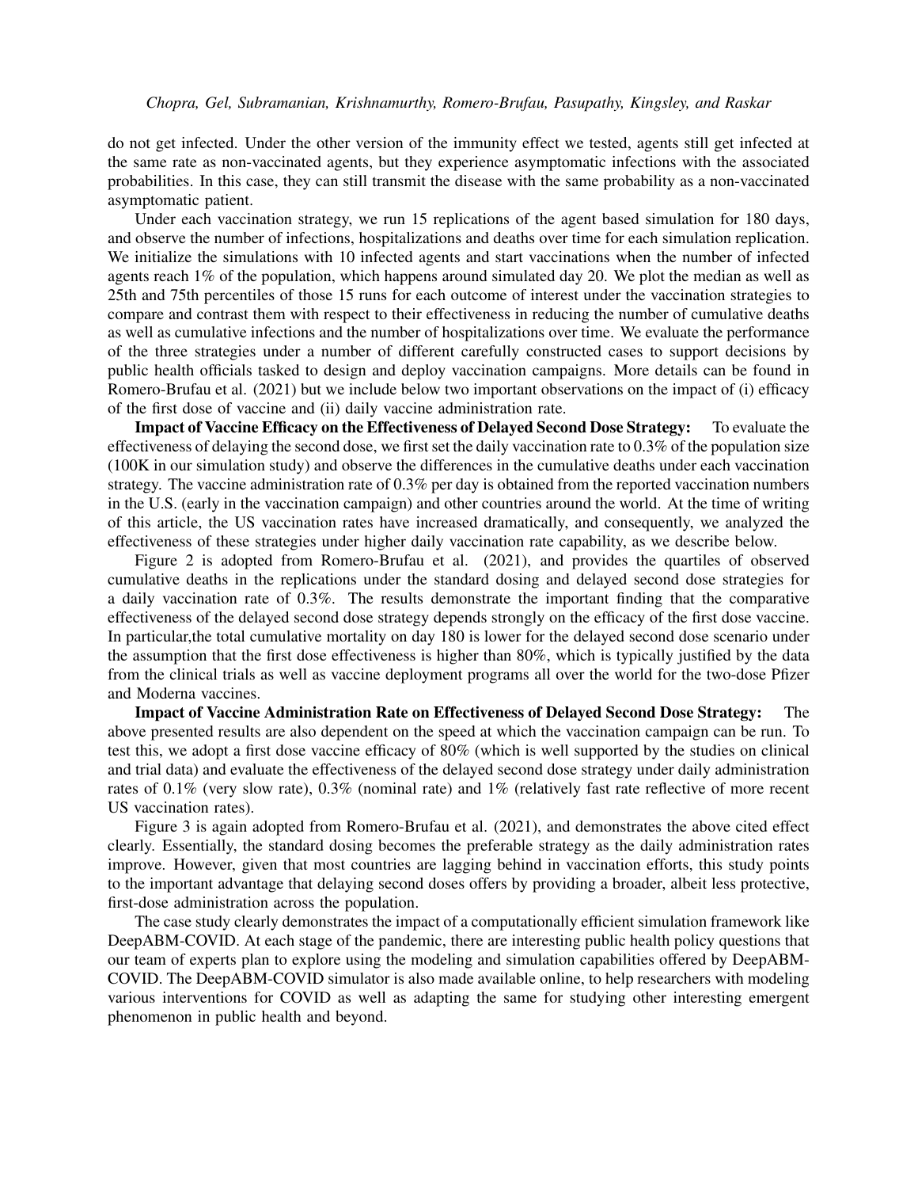do not get infected. Under the other version of the immunity effect we tested, agents still get infected at the same rate as non-vaccinated agents, but they experience asymptomatic infections with the associated probabilities. In this case, they can still transmit the disease with the same probability as a non-vaccinated asymptomatic patient.

Under each vaccination strategy, we run 15 replications of the agent based simulation for 180 days, and observe the number of infections, hospitalizations and deaths over time for each simulation replication. We initialize the simulations with 10 infected agents and start vaccinations when the number of infected agents reach 1% of the population, which happens around simulated day 20. We plot the median as well as 25th and 75th percentiles of those 15 runs for each outcome of interest under the vaccination strategies to compare and contrast them with respect to their effectiveness in reducing the number of cumulative deaths as well as cumulative infections and the number of hospitalizations over time. We evaluate the performance of the three strategies under a number of different carefully constructed cases to support decisions by public health officials tasked to design and deploy vaccination campaigns. More details can be found in Romero-Brufau et al. (2021) but we include below two important observations on the impact of (i) efficacy of the first dose of vaccine and (ii) daily vaccine administration rate.

**Impact of Vaccine Efficacy on the Effectiveness of Delayed Second Dose Strategy:** To evaluate the effectiveness of delaying the second dose, we first set the daily vaccination rate to 0.3% of the population size (100K in our simulation study) and observe the differences in the cumulative deaths under each vaccination strategy. The vaccine administration rate of 0.3% per day is obtained from the reported vaccination numbers in the U.S. (early in the vaccination campaign) and other countries around the world. At the time of writing of this article, the US vaccination rates have increased dramatically, and consequently, we analyzed the effectiveness of these strategies under higher daily vaccination rate capability, as we describe below.

Figure 2 is adopted from Romero-Brufau et al. (2021), and provides the quartiles of observed cumulative deaths in the replications under the standard dosing and delayed second dose strategies for a daily vaccination rate of 0.3%. The results demonstrate the important finding that the comparative effectiveness of the delayed second dose strategy depends strongly on the efficacy of the first dose vaccine. In particular,the total cumulative mortality on day 180 is lower for the delayed second dose scenario under the assumption that the first dose effectiveness is higher than 80%, which is typically justified by the data from the clinical trials as well as vaccine deployment programs all over the world for the two-dose Pfizer and Moderna vaccines.

**Impact of Vaccine Administration Rate on Effectiveness of Delayed Second Dose Strategy:** The above presented results are also dependent on the speed at which the vaccination campaign can be run. To test this, we adopt a first dose vaccine efficacy of 80% (which is well supported by the studies on clinical and trial data) and evaluate the effectiveness of the delayed second dose strategy under daily administration rates of 0.1% (very slow rate), 0.3% (nominal rate) and 1% (relatively fast rate reflective of more recent US vaccination rates).

Figure 3 is again adopted from Romero-Brufau et al. (2021), and demonstrates the above cited effect clearly. Essentially, the standard dosing becomes the preferable strategy as the daily administration rates improve. However, given that most countries are lagging behind in vaccination efforts, this study points to the important advantage that delaying second doses offers by providing a broader, albeit less protective, first-dose administration across the population.

The case study clearly demonstrates the impact of a computationally efficient simulation framework like DeepABM-COVID. At each stage of the pandemic, there are interesting public health policy questions that our team of experts plan to explore using the modeling and simulation capabilities offered by DeepABM-COVID. The DeepABM-COVID simulator is also made available online, to help researchers with modeling various interventions for COVID as well as adapting the same for studying other interesting emergent phenomenon in public health and beyond.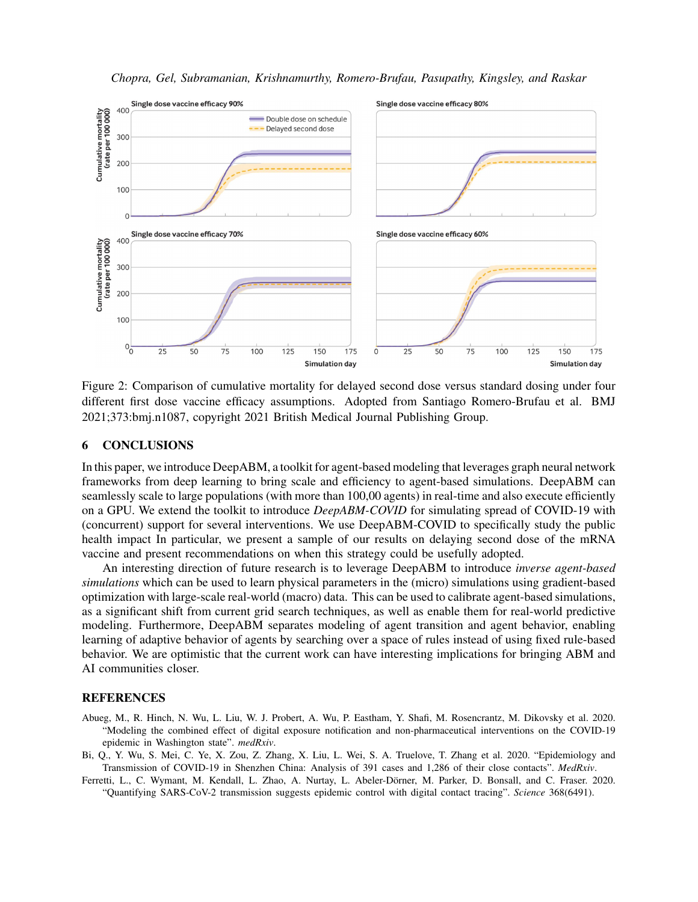Figure 2: Comparison of cumulative mortality for delayed second dose versus standard dosing under four different first dose vaccine efficacy assumptions. Adopted from Santiago Romero-Brufau et al. BMJ 2021;373:bmj.n1087, copyright 2021 British Medical Journal Publishing Group.

## 6 CONCLUSIONS

In this paper, we introduce DeepABM, a toolkit for agent-based modeling that leverages graph neural network frameworks from deep learning to bring scale and efficiency to agent-based simulations. DeepABM can seamlessly scale to large populations (with more than 100,00 agents) in real-time and also execute efficiently on a GPU. We extend the toolkit to introduce *DeepABM-COVID* for simulating spread of COVID-19 with (concurrent) support for several interventions. We use DeepABM-COVID to specifically study the public health impact In particular, we present a sample of our results on delaying second dose of the mRNA vaccine and present recommendations on when this strategy could be usefully adopted.

An interesting direction of future research is to leverage DeepABM to introduce *inverse agent-based simulations* which can be used to learn physical parameters in the (micro) simulations using gradient-based optimization with large-scale real-world (macro) data. This can be used to calibrate agent-based simulations, as a significant shift from current grid search techniques, as well as enable them for real-world predictive modeling. Furthermore, DeepABM separates modeling of agent transition and agent behavior, enabling learning of adaptive behavior of agents by searching over a space of rules instead of using fixed rule-based behavior. We are optimistic that the current work can have interesting implications for bringing ABM and AI communities closer.

## REFERENCES

Abueg, M., R. Hinch, N. Wu, L. Liu, W. J. Probert, A. Wu, P. Eastham, Y. Shafi, M. Rosencrantz, M. Dikovsky et al. 2020. "Modeling the combined effect of digital exposure notification and non-pharmaceutical interventions on the COVID-19 epidemic in Washington state". *medRxiv*.

Bi, Q., Y. Wu, S. Mei, C. Ye, X. Zou, Z. Zhang, X. Liu, L. Wei, S. A. Truelove, T. Zhang et al. 2020. "Epidemiology and Transmission of COVID-19 in Shenzhen China: Analysis of 391 cases and 1,286 of their close contacts". *MedRxiv*.

Ferretti, L., C. Wymant, M. Kendall, L. Zhao, A. Nurtay, L. Abeler-Dörner, M. Parker, D. Bonsall, and C. Fraser. 2020. "Quantifying SARS-CoV-2 transmission suggests epidemic control with digital contact tracing". *Science* 368(6491).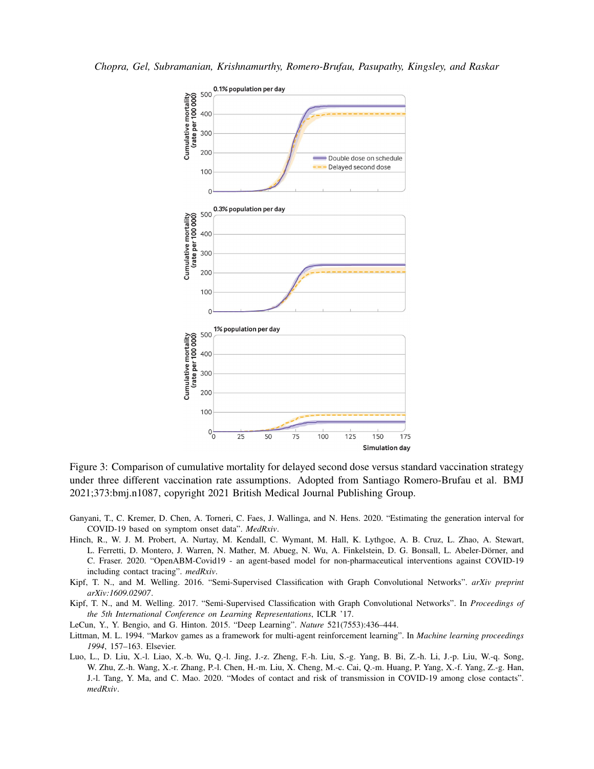Figure 3: Comparison of cumulative mortality for delayed second dose versus standard vaccination strategy under three different vaccination rate assumptions. Adopted from Santiago Romero-Brufau et al. BMJ 2021;373:bmj.n1087, copyright 2021 British Medical Journal Publishing Group.

Ganyani, T., C. Kremer, D. Chen, A. Torneri, C. Faes, J. Wallinga, and N. Hens. 2020. "Estimating the generation interval for COVID-19 based on symptom onset data". *MedRxiv*.

Hinch, R., W. J. M. Probert, A. Nurtay, M. Kendall, C. Wymant, M. Hall, K. Lythgoe, A. B. Cruz, L. Zhao, A. Stewart, L. Ferretti, D. Montero, J. Warren, N. Mather, M. Abueg, N. Wu, A. Finkelstein, D. G. Bonsall, L. Abeler-Dörner, and C. Fraser. 2020. "OpenABM-Covid19 - an agent-based model for non-pharmaceutical interventions against COVID-19 including contact tracing". *medRxiv*.

Kipf, T. N., and M. Welling. 2016. "Semi-Supervised Classification with Graph Convolutional Networks". *arXiv preprint arXiv:1609.02907*.

Kipf, T. N., and M. Welling. 2017. "Semi-Supervised Classification with Graph Convolutional Networks". In *Proceedings of the 5th International Conference on Learning Representations*, ICLR '17.

LeCun, Y., Y. Bengio, and G. Hinton. 2015. "Deep Learning". *Nature* 521(7553):436–444.

Littman, M. L. 1994. "Markov games as a framework for multi-agent reinforcement learning". In *Machine learning proceedings 1994*, 157–163. Elsevier.

Luo, L., D. Liu, X.-l. Liao, X.-b. Wu, Q.-l. Jing, J.-z. Zheng, F.-h. Liu, S.-g. Yang, B. Bi, Z.-h. Li, J.-p. Liu, W.-q. Song, W. Zhu, Z.-h. Wang, X.-r. Zhang, P.-l. Chen, H.-m. Liu, X. Cheng, M.-c. Cai, Q.-m. Huang, P. Yang, X.-f. Yang, Z.-g. Han, J.-l. Tang, Y. Ma, and C. Mao. 2020. "Modes of contact and risk of transmission in COVID-19 among close contacts". *medRxiv*.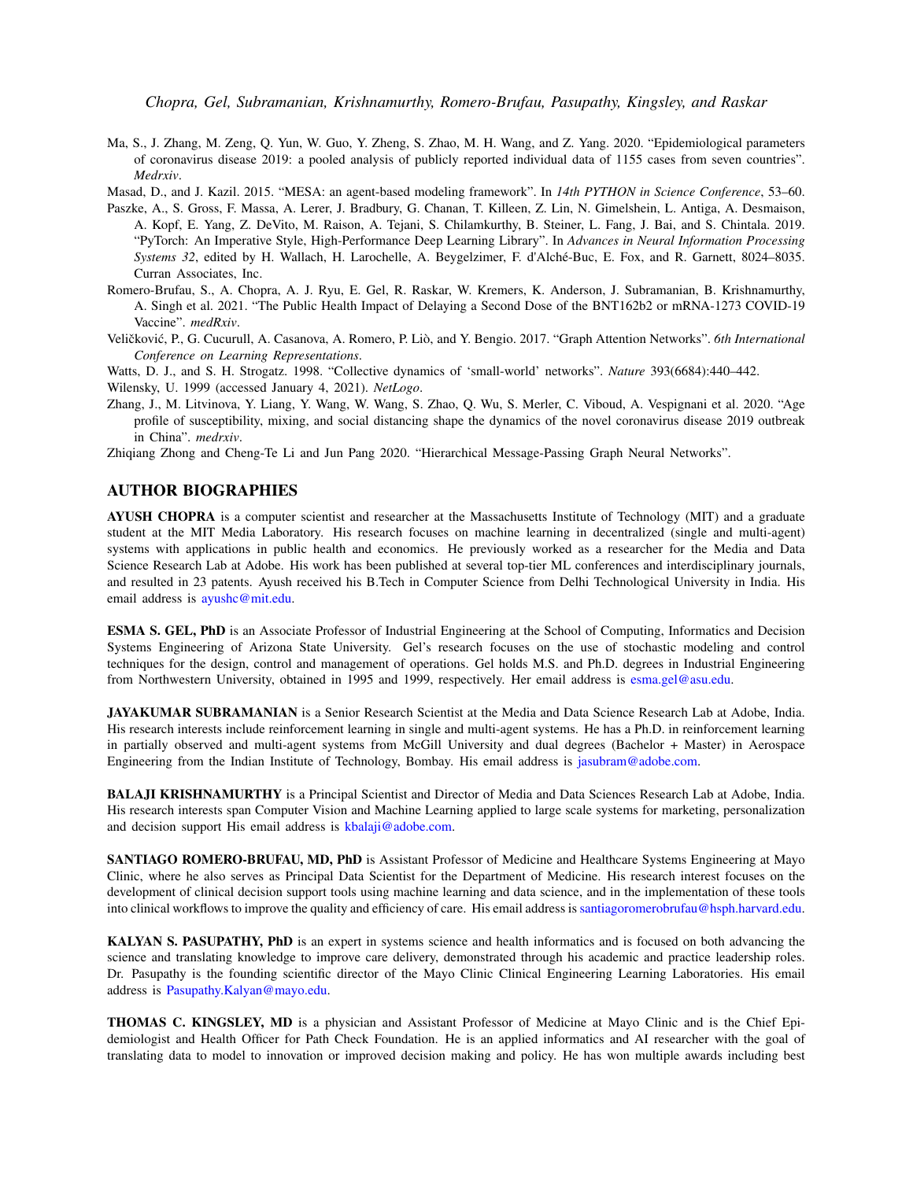Ma, S., J. Zhang, M. Zeng, Q. Yun, W. Guo, Y. Zheng, S. Zhao, M. H. Wang, and Z. Yang. 2020. "Epidemiological parameters of coronavirus disease 2019: a pooled analysis of publicly reported individual data of 1155 cases from seven countries". *Medrxiv*.

Masad, D., and J. Kazil. 2015. "MESA: an agent-based modeling framework". In *14th PYTHON in Science Conference*, 53–60.

Paszke, A., S. Gross, F. Massa, A. Lerer, J. Bradbury, G. Chanan, T. Killeen, Z. Lin, N. Gimelshein, L. Antiga, A. Desmaison, A. Kopf, E. Yang, Z. DeVito, M. Raison, A. Tejani, S. Chilamkurthy, B. Steiner, L. Fang, J. Bai, and S. Chintala. 2019. "PyTorch: An Imperative Style, High-Performance Deep Learning Library". In *Advances in Neural Information Processing Systems 32*, edited by H. Wallach, H. Larochelle, A. Beygelzimer, F. d'Alché-Buc, E. Fox, and R. Garnett, 8024–8035. Curran Associates, Inc.

Romero-Brufau, S., A. Chopra, A. J. Ryu, E. Gel, R. Raskar, W. Kremers, K. Anderson, J. Subramanian, B. Krishnamurthy, A. Singh et al. 2021. "The Public Health Impact of Delaying a Second Dose of the BNT162b2 or mRNA-1273 COVID-19 Vaccine". *medRxiv*.

Veličković, P., G. Cucurull, A. Casanova, A. Romero, P. Liò, and Y. Bengio. 2017. "Graph Attention Networks". *6th International Conference on Learning Representations*.

Watts, D. J., and S. H. Strogatz. 1998. "Collective dynamics of 'small-world' networks". *Nature* 393(6684):440–442.

Wilensky, U. 1999 (accessed January 4, 2021). *NetLogo*.

Zhang, J., M. Litvinova, Y. Liang, Y. Wang, W. Wang, S. Zhao, Q. Wu, S. Merler, C. Viboud, A. Vespignani et al. 2020. "Age profile of susceptibility, mixing, and social distancing shape the dynamics of the novel coronavirus disease 2019 outbreak in China". *medrxiv*.

Zhiqiang Zhong and Cheng-Te Li and Jun Pang 2020. "Hierarchical Message-Passing Graph Neural Networks".

## AUTHOR BIOGRAPHIES

**AYUSH CHOPRA** is a computer scientist and researcher at the Massachusetts Institute of Technology (MIT) and a graduate student at the MIT Media Laboratory. His research focuses on machine learning in decentralized (single and multi-agent) systems with applications in public health and economics. He previously worked as a researcher for the Media and Data Science Research Lab at Adobe. His work has been published at several top-tier ML conferences and interdisciplinary journals, and resulted in 23 patents. Ayush received his B.Tech in Computer Science from Delhi Technological University in India. His email address is ayushc@mit.edu.

**ESMA S. GEL, PhD** is an Associate Professor of Industrial Engineering at the School of Computing, Informatics and Decision Systems Engineering of Arizona State University. Gel's research focuses on the use of stochastic modeling and control techniques for the design, control and management of operations. Gel holds M.S. and Ph.D. degrees in Industrial Engineering from Northwestern University, obtained in 1995 and 1999, respectively. Her email address is esma.gel@asu.edu.

**JAYAKUMAR SUBRAMANIAN** is a Senior Research Scientist at the Media and Data Science Research Lab at Adobe, India. His research interests include reinforcement learning in single and multi-agent systems. He has a Ph.D. in reinforcement learning in partially observed and multi-agent systems from McGill University and dual degrees (Bachelor + Master) in Aerospace Engineering from the Indian Institute of Technology, Bombay. His email address is jasubram@adobe.com.

**BALAJI KRISHNAMURTHY** is a Principal Scientist and Director of Media and Data Sciences Research Lab at Adobe, India. His research interests span Computer Vision and Machine Learning applied to large scale systems for marketing, personalization and decision support His email address is kbalaji@adobe.com.

**SANTIAGO ROMERO-BRUFAU, MD, PhD** is Assistant Professor of Medicine and Healthcare Systems Engineering at Mayo Clinic, where he also serves as Principal Data Scientist for the Department of Medicine. His research interest focuses on the development of clinical decision support tools using machine learning and data science, and in the implementation of these tools into clinical workflows to improve the quality and efficiency of care. His email address is santiagoromerobrufau@hsph.harvard.edu.

**KALYAN S. PASUPATHY, PhD** is an expert in systems science and health informatics and is focused on both advancing the science and translating knowledge to improve care delivery, demonstrated through his academic and practice leadership roles. Dr. Pasupathy is the founding scientific director of the Mayo Clinic Clinical Engineering Learning Laboratories. His email address is Pasupathy.Kalyan@mayo.edu.

**THOMAS C. KINGSLEY, MD** is a physician and Assistant Professor of Medicine at Mayo Clinic and is the Chief Epidemiologist and Health Officer for Path Check Foundation. He is an applied informatics and AI researcher with the goal of translating data to model to innovation or improved decision making and policy. He has won multiple awards including best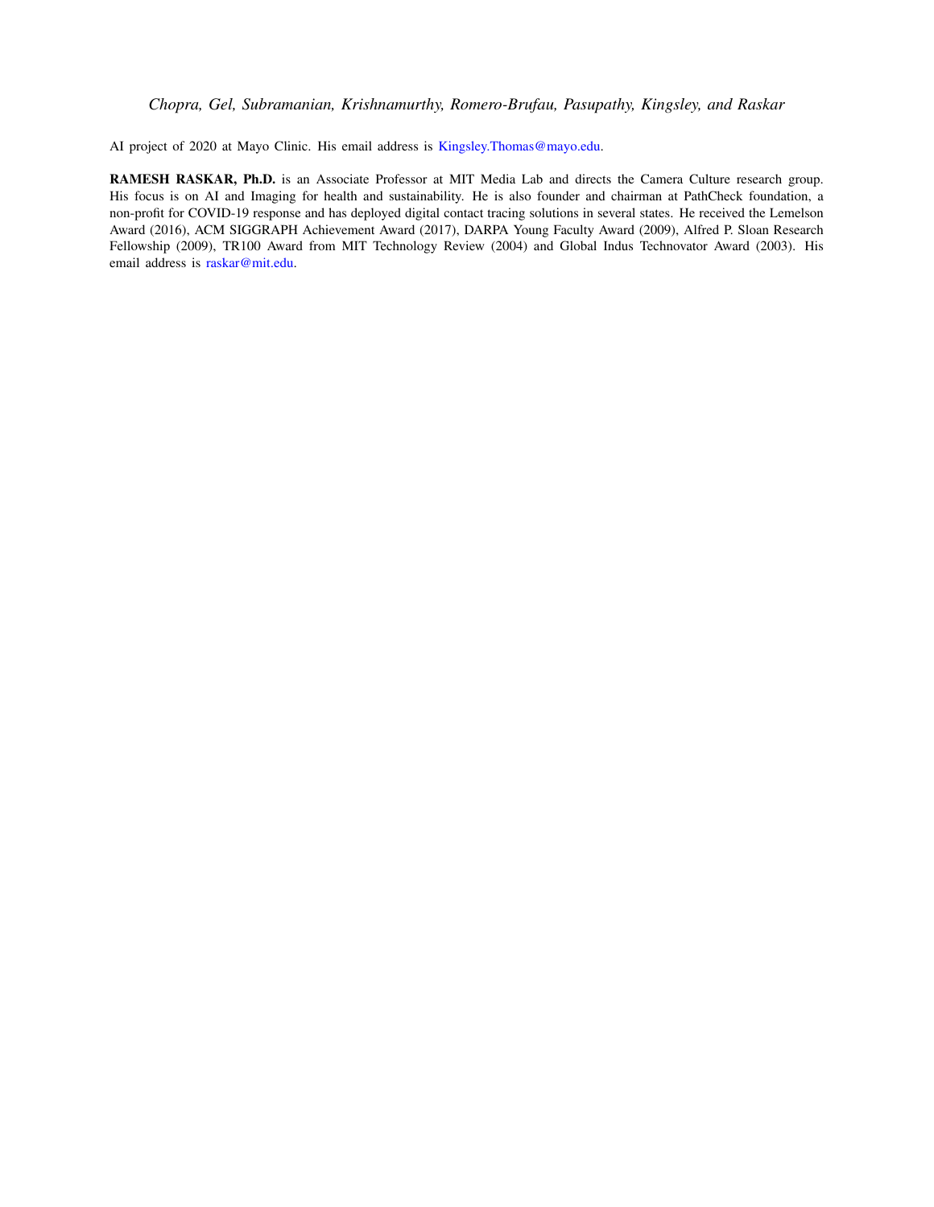AI project of 2020 at Mayo Clinic. His email address is Kingsley.Thomas@mayo.edu.

**RAMESH RASKAR, Ph.D.** is an Associate Professor at MIT Media Lab and directs the Camera Culture research group. His focus is on AI and Imaging for health and sustainability. He is also founder and chairman at PathCheck foundation, a non-profit for COVID-19 response and has deployed digital contact tracing solutions in several states. He received the Lemelson Award (2016), ACM SIGGRAPH Achievement Award (2017), DARPA Young Faculty Award (2009), Alfred P. Sloan Research Fellowship (2009), TR100 Award from MIT Technology Review (2004) and Global Indus Technovator Award (2003). His email address is raskar@mit.edu.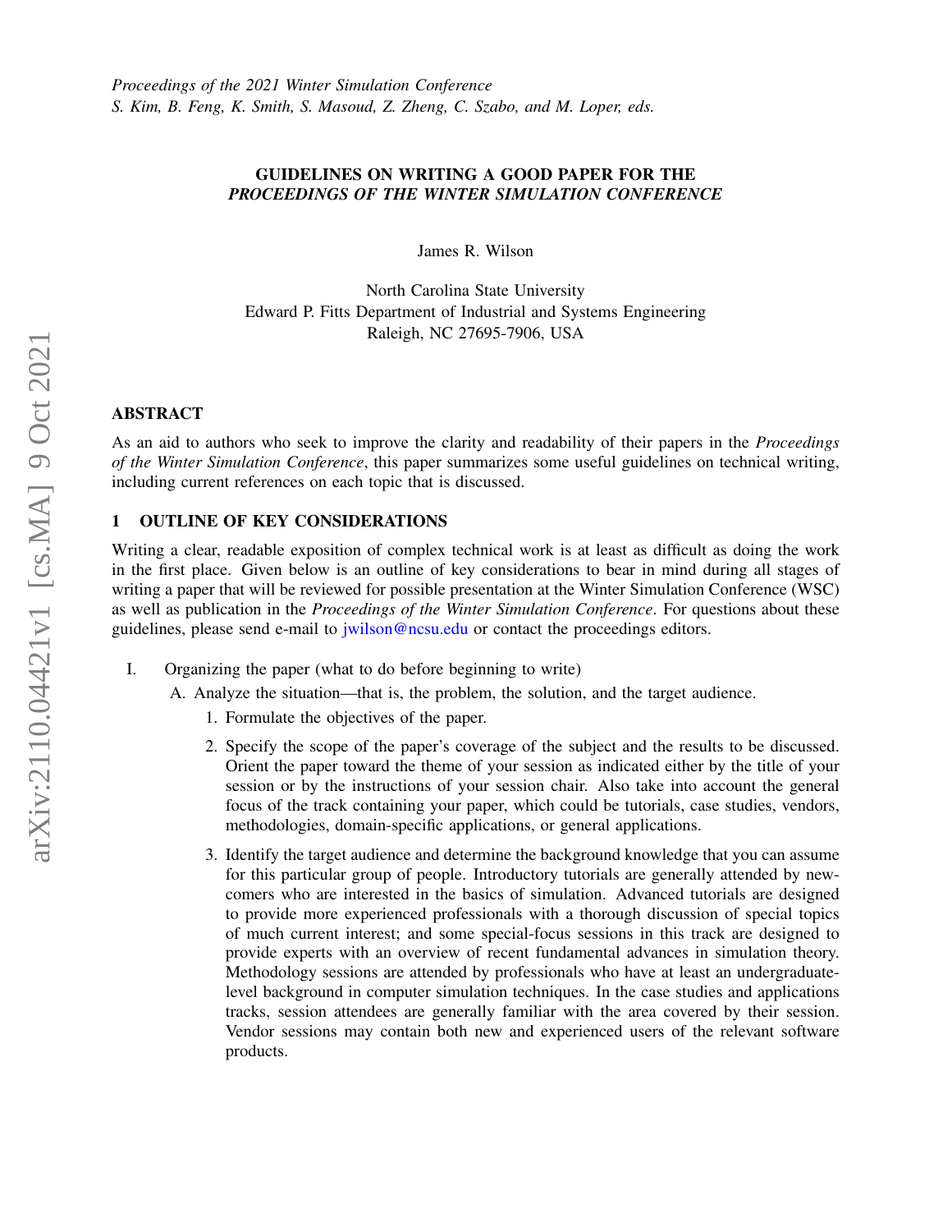# GUIDELINES ON WRITING A GOOD PAPER FOR THE *PROCEEDINGS OF THE WINTER SIMULATION CONFERENCE*

James R. Wilson

North Carolina State University
Edward P. Fitts Department of Industrial and Systems Engineering
Raleigh, NC 27695-7906, USA

## ABSTRACT

As an aid to authors who seek to improve the clarity and readability of their papers in the *Proceedings of the Winter Simulation Conference*, this paper summarizes some useful guidelines on technical writing, including current references on each topic that is discussed.

## 1 OUTLINE OF KEY CONSIDERATIONS

Writing a clear, readable exposition of complex technical work is at least as difficult as doing the work in the first place. Given below is an outline of key considerations to bear in mind during all stages of writing a paper that will be reviewed for possible presentation at the Winter Simulation Conference (WSC) as well as publication in the *Proceedings of the Winter Simulation Conference*. For questions about these guidelines, please send e-mail to jwilson@ncsu.edu or contact the proceedings editors.

I. Organizing the paper (what to do before beginning to write)

   A. Analyze the situation—that is, the problem, the solution, and the target audience.

      1. Formulate the objectives of the paper.

      2. Specify the scope of the paper's coverage of the subject and the results to be discussed. Orient the paper toward the theme of your session as indicated either by the title of your session or by the instructions of your session chair. Also take into account the general focus of the track containing your paper, which could be tutorials, case studies, vendors, methodologies, domain-specific applications, or general applications.

      3. Identify the target audience and determine the background knowledge that you can assume for this particular group of people. Introductory tutorials are generally attended by newcomers who are interested in the basics of simulation. Advanced tutorials are designed to provide more experienced professionals with a thorough discussion of special topics of much current interest; and some special-focus sessions in this track are designed to provide experts with an overview of recent fundamental advances in simulation theory. Methodology sessions are attended by professionals who have at least an undergraduate-level background in computer simulation techniques. In the case studies and applications tracks, session attendees are generally familiar with the area covered by their session. Vendor sessions may contain both new and experienced users of the relevant software products.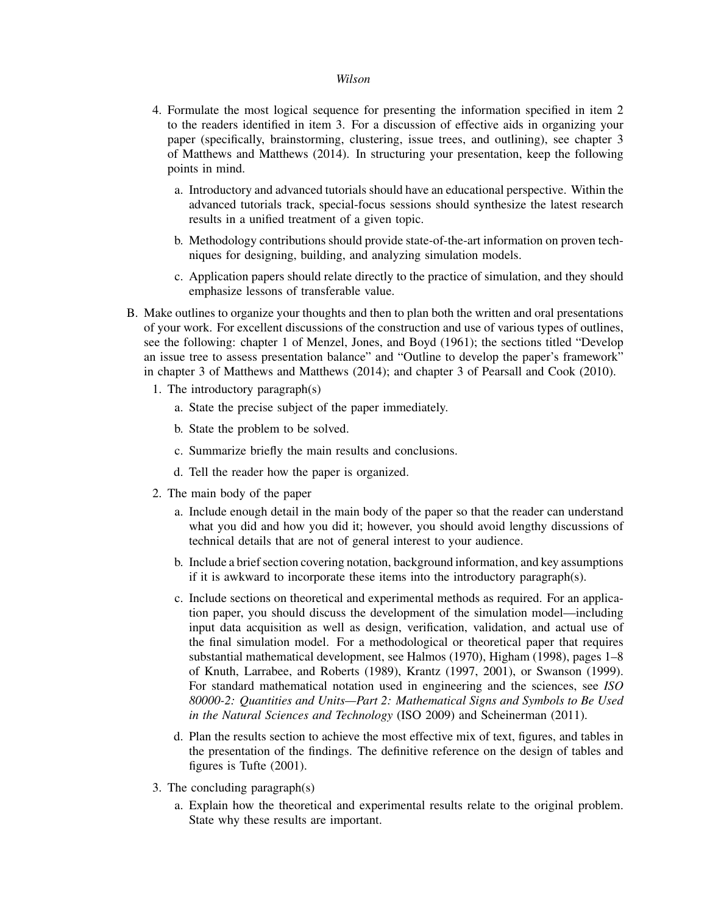4. Formulate the most logical sequence for presenting the information specified in item 2 to the readers identified in item 3. For a discussion of effective aids in organizing your paper (specifically, brainstorming, clustering, issue trees, and outlining), see chapter 3 of Matthews and Matthews (2014). In structuring your presentation, keep the following points in mind.

   a. Introductory and advanced tutorials should have an educational perspective. Within the advanced tutorials track, special-focus sessions should synthesize the latest research results in a unified treatment of a given topic.

   b. Methodology contributions should provide state-of-the-art information on proven techniques for designing, building, and analyzing simulation models.

   c. Application papers should relate directly to the practice of simulation, and they should emphasize lessons of transferable value.

B. Make outlines to organize your thoughts and then to plan both the written and oral presentations of your work. For excellent discussions of the construction and use of various types of outlines, see the following: chapter 1 of Menzel, Jones, and Boyd (1961); the sections titled "Develop an issue tree to assess presentation balance" and "Outline to develop the paper's framework" in chapter 3 of Matthews and Matthews (2014); and chapter 3 of Pearsall and Cook (2010).

1. The introductory paragraph(s)

   a. State the precise subject of the paper immediately.

   b. State the problem to be solved.

   c. Summarize briefly the main results and conclusions.

   d. Tell the reader how the paper is organized.

2. The main body of the paper

   a. Include enough detail in the main body of the paper so that the reader can understand what you did and how you did it; however, you should avoid lengthy discussions of technical details that are not of general interest to your audience.

   b. Include a brief section covering notation, background information, and key assumptions if it is awkward to incorporate these items into the introductory paragraph(s).

   c. Include sections on theoretical and experimental methods as required. For an application paper, you should discuss the development of the simulation model—including input data acquisition as well as design, verification, validation, and actual use of the final simulation model. For a methodological or theoretical paper that requires substantial mathematical development, see Halmos (1970), Higham (1998), pages 1–8 of Knuth, Larrabee, and Roberts (1989), Krantz (1997, 2001), or Swanson (1999). For standard mathematical notation used in engineering and the sciences, see *ISO 80000-2: Quantities and Units—Part 2: Mathematical Signs and Symbols to Be Used in the Natural Sciences and Technology* (ISO 2009) and Scheinerman (2011).

   d. Plan the results section to achieve the most effective mix of text, figures, and tables in the presentation of the findings. The definitive reference on the design of tables and figures is Tufte (2001).

3. The concluding paragraph(s)

   a. Explain how the theoretical and experimental results relate to the original problem. State why these results are important.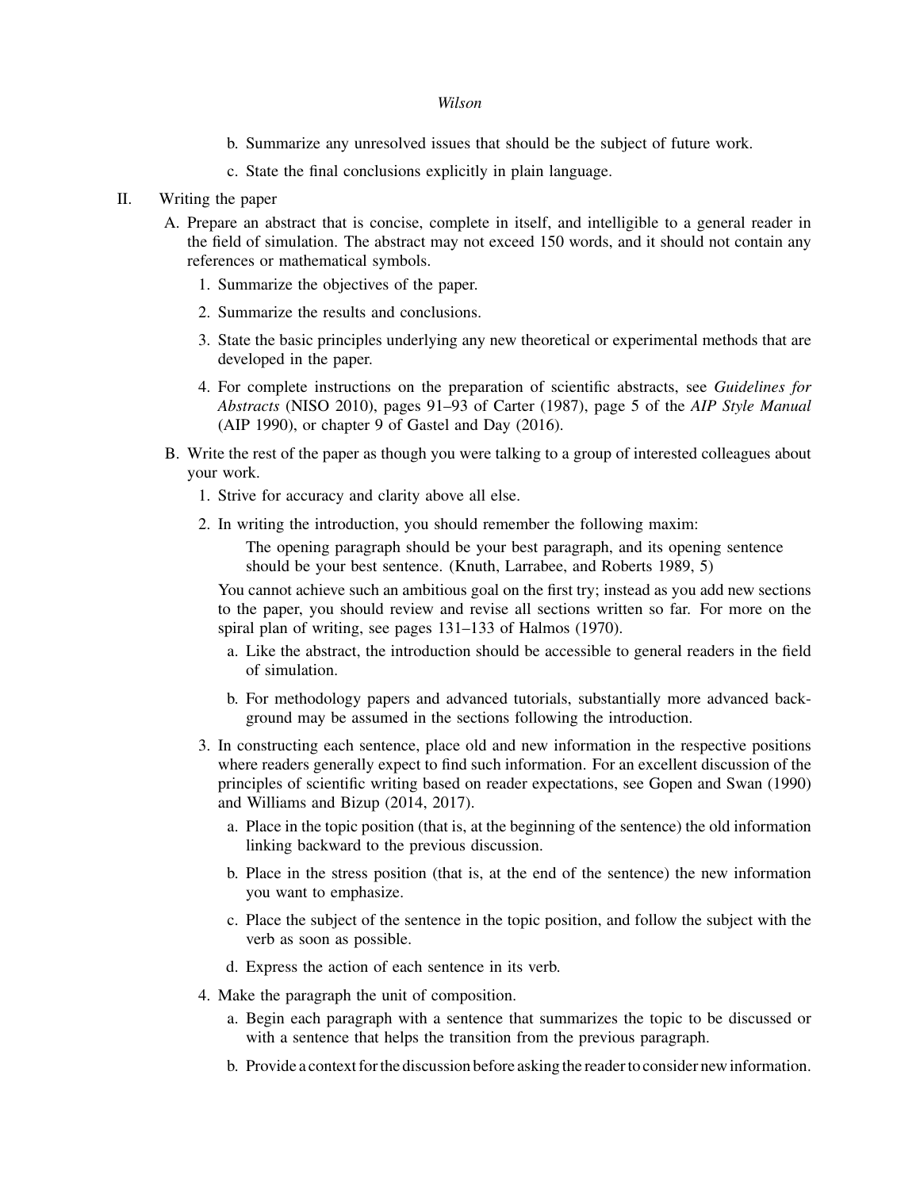b. Summarize any unresolved issues that should be the subject of future work.

c. State the final conclusions explicitly in plain language.

II. Writing the paper

A. Prepare an abstract that is concise, complete in itself, and intelligible to a general reader in the field of simulation. The abstract may not exceed 150 words, and it should not contain any references or mathematical symbols.

1. Summarize the objectives of the paper.

2. Summarize the results and conclusions.

3. State the basic principles underlying any new theoretical or experimental methods that are developed in the paper.

4. For complete instructions on the preparation of scientific abstracts, see *Guidelines for Abstracts* (NISO 2010), pages 91–93 of Carter (1987), page 5 of the *AIP Style Manual* (AIP 1990), or chapter 9 of Gastel and Day (2016).

B. Write the rest of the paper as though you were talking to a group of interested colleagues about your work.

1. Strive for accuracy and clarity above all else.

2. In writing the introduction, you should remember the following maxim:

> The opening paragraph should be your best paragraph, and its opening sentence should be your best sentence. (Knuth, Larrabee, and Roberts 1989, 5)

You cannot achieve such an ambitious goal on the first try; instead as you add new sections to the paper, you should review and revise all sections written so far. For more on the spiral plan of writing, see pages 131–133 of Halmos (1970).

a. Like the abstract, the introduction should be accessible to general readers in the field of simulation.

b. For methodology papers and advanced tutorials, substantially more advanced background may be assumed in the sections following the introduction.

3. In constructing each sentence, place old and new information in the respective positions where readers generally expect to find such information. For an excellent discussion of the principles of scientific writing based on reader expectations, see Gopen and Swan (1990) and Williams and Bizup (2014, 2017).

a. Place in the topic position (that is, at the beginning of the sentence) the old information linking backward to the previous discussion.

b. Place in the stress position (that is, at the end of the sentence) the new information you want to emphasize.

c. Place the subject of the sentence in the topic position, and follow the subject with the verb as soon as possible.

d. Express the action of each sentence in its verb.

4. Make the paragraph the unit of composition.

a. Begin each paragraph with a sentence that summarizes the topic to be discussed or with a sentence that helps the transition from the previous paragraph.

b. Provide a context for the discussion before asking the reader to consider new information.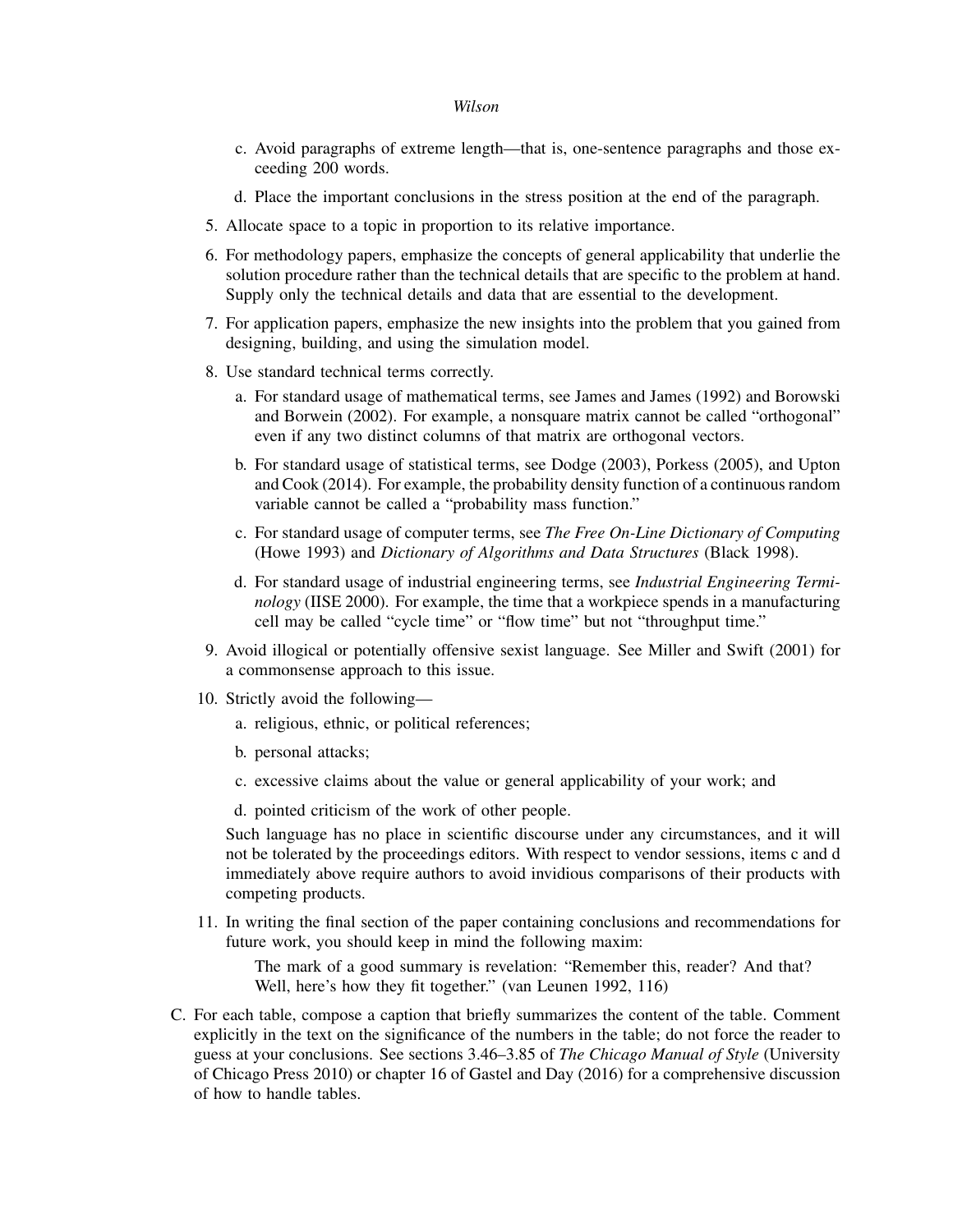c. Avoid paragraphs of extreme length—that is, one-sentence paragraphs and those exceeding 200 words.

   d. Place the important conclusions in the stress position at the end of the paragraph.

5. Allocate space to a topic in proportion to its relative importance.

6. For methodology papers, emphasize the concepts of general applicability that underlie the solution procedure rather than the technical details that are specific to the problem at hand. Supply only the technical details and data that are essential to the development.

7. For application papers, emphasize the new insights into the problem that you gained from designing, building, and using the simulation model.

8. Use standard technical terms correctly.

   a. For standard usage of mathematical terms, see James and James (1992) and Borowski and Borwein (2002). For example, a nonsquare matrix cannot be called "orthogonal" even if any two distinct columns of that matrix are orthogonal vectors.

   b. For standard usage of statistical terms, see Dodge (2003), Porkess (2005), and Upton and Cook (2014). For example, the probability density function of a continuous random variable cannot be called a "probability mass function."

   c. For standard usage of computer terms, see *The Free On-Line Dictionary of Computing* (Howe 1993) and *Dictionary of Algorithms and Data Structures* (Black 1998).

   d. For standard usage of industrial engineering terms, see *Industrial Engineering Terminology* (IISE 2000). For example, the time that a workpiece spends in a manufacturing cell may be called "cycle time" or "flow time" but not "throughput time."

9. Avoid illogical or potentially offensive sexist language. See Miller and Swift (2001) for a commonsense approach to this issue.

10. Strictly avoid the following—

    a. religious, ethnic, or political references;

    b. personal attacks;

    c. excessive claims about the value or general applicability of your work; and

    d. pointed criticism of the work of other people.

    Such language has no place in scientific discourse under any circumstances, and it will not be tolerated by the proceedings editors. With respect to vendor sessions, items c and d immediately above require authors to avoid invidious comparisons of their products with competing products.

11. In writing the final section of the paper containing conclusions and recommendations for future work, you should keep in mind the following maxim:

    The mark of a good summary is revelation: "Remember this, reader? And that? Well, here's how they fit together." (van Leunen 1992, 116)

C. For each table, compose a caption that briefly summarizes the content of the table. Comment explicitly in the text on the significance of the numbers in the table; do not force the reader to guess at your conclusions. See sections 3.46–3.85 of *The Chicago Manual of Style* (University of Chicago Press 2010) or chapter 16 of Gastel and Day (2016) for a comprehensive discussion of how to handle tables.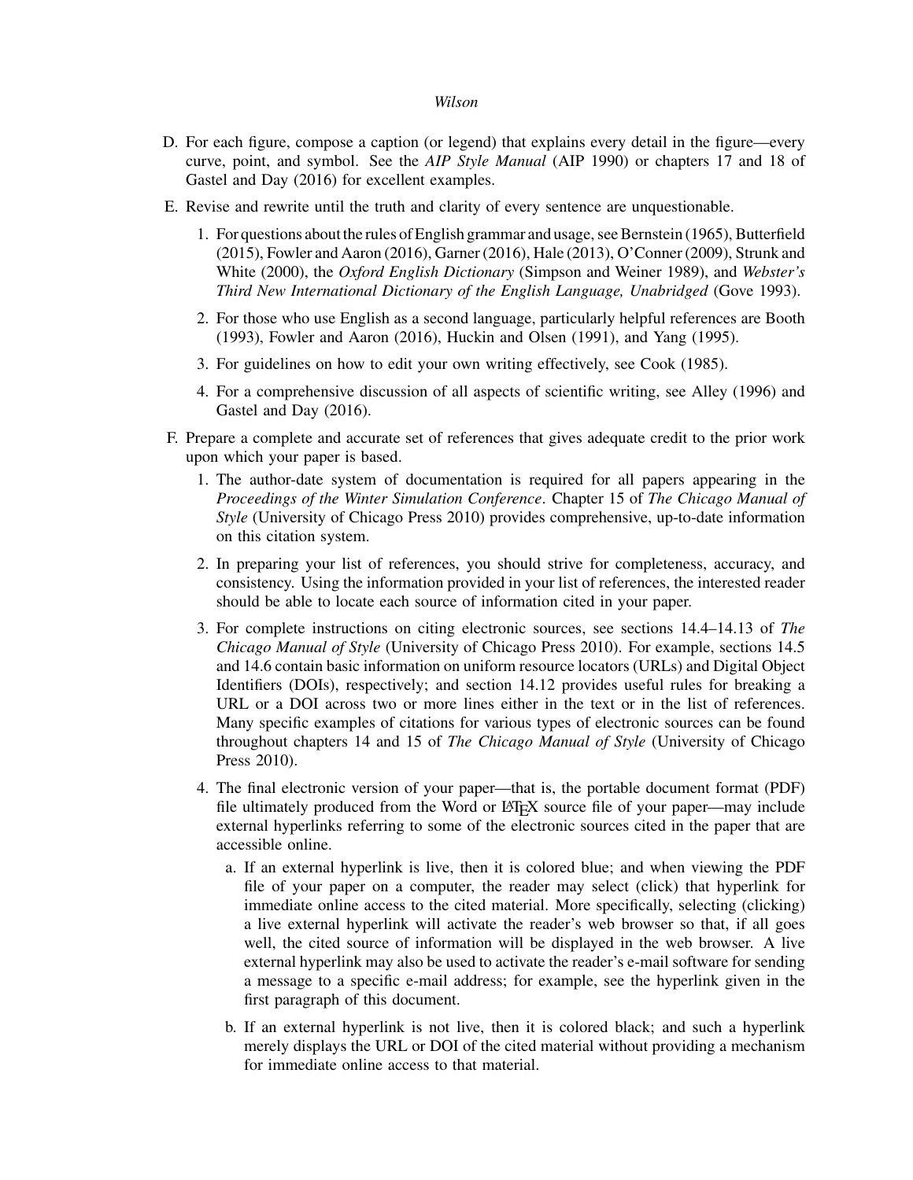D. For each figure, compose a caption (or legend) that explains every detail in the figure—every curve, point, and symbol. See the *AIP Style Manual* (AIP 1990) or chapters 17 and 18 of Gastel and Day (2016) for excellent examples.

E. Revise and rewrite until the truth and clarity of every sentence are unquestionable.

   1. For questions about the rules of English grammar and usage, see Bernstein (1965), Butterfield (2015), Fowler and Aaron (2016), Garner (2016), Hale (2013), O'Conner (2009), Strunk and White (2000), the *Oxford English Dictionary* (Simpson and Weiner 1989), and *Webster's Third New International Dictionary of the English Language, Unabridged* (Gove 1993).

   2. For those who use English as a second language, particularly helpful references are Booth (1993), Fowler and Aaron (2016), Huckin and Olsen (1991), and Yang (1995).

   3. For guidelines on how to edit your own writing effectively, see Cook (1985).

   4. For a comprehensive discussion of all aspects of scientific writing, see Alley (1996) and Gastel and Day (2016).

F. Prepare a complete and accurate set of references that gives adequate credit to the prior work upon which your paper is based.

   1. The author-date system of documentation is required for all papers appearing in the *Proceedings of the Winter Simulation Conference*. Chapter 15 of *The Chicago Manual of Style* (University of Chicago Press 2010) provides comprehensive, up-to-date information on this citation system.

   2. In preparing your list of references, you should strive for completeness, accuracy, and consistency. Using the information provided in your list of references, the interested reader should be able to locate each source of information cited in your paper.

   3. For complete instructions on citing electronic sources, see sections 14.4–14.13 of *The Chicago Manual of Style* (University of Chicago Press 2010). For example, sections 14.5 and 14.6 contain basic information on uniform resource locators (URLs) and Digital Object Identifiers (DOIs), respectively; and section 14.12 provides useful rules for breaking a URL or a DOI across two or more lines either in the text or in the list of references. Many specific examples of citations for various types of electronic sources can be found throughout chapters 14 and 15 of *The Chicago Manual of Style* (University of Chicago Press 2010).

   4. The final electronic version of your paper—that is, the portable document format (PDF) file ultimately produced from the Word or LaTeX source file of your paper—may include external hyperlinks referring to some of the electronic sources cited in the paper that are accessible online.

      a. If an external hyperlink is live, then it is colored blue; and when viewing the PDF file of your paper on a computer, the reader may select (click) that hyperlink for immediate online access to the cited material. More specifically, selecting (clicking) a live external hyperlink will activate the reader's web browser so that, if all goes well, the cited source of information will be displayed in the web browser. A live external hyperlink may also be used to activate the reader's e-mail software for sending a message to a specific e-mail address; for example, see the hyperlink given in the first paragraph of this document.

      b. If an external hyperlink is not live, then it is colored black; and such a hyperlink merely displays the URL or DOI of the cited material without providing a mechanism for immediate online access to that material.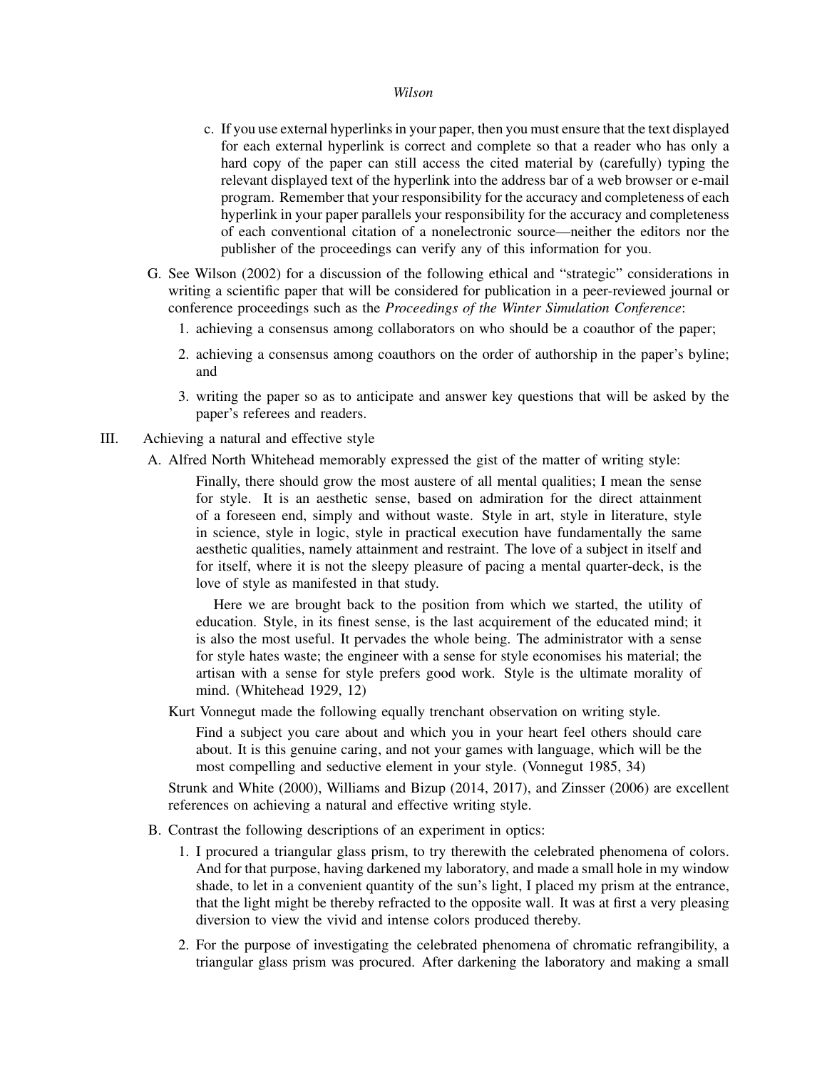c. If you use external hyperlinks in your paper, then you must ensure that the text displayed for each external hyperlink is correct and complete so that a reader who has only a hard copy of the paper can still access the cited material by (carefully) typing the relevant displayed text of the hyperlink into the address bar of a web browser or e-mail program. Remember that your responsibility for the accuracy and completeness of each hyperlink in your paper parallels your responsibility for the accuracy and completeness of each conventional citation of a nonelectronic source—neither the editors nor the publisher of the proceedings can verify any of this information for you.

G. See Wilson (2002) for a discussion of the following ethical and "strategic" considerations in writing a scientific paper that will be considered for publication in a peer-reviewed journal or conference proceedings such as the *Proceedings of the Winter Simulation Conference*:

1. achieving a consensus among collaborators on who should be a coauthor of the paper;
2. achieving a consensus among coauthors on the order of authorship in the paper's byline; and
3. writing the paper so as to anticipate and answer key questions that will be asked by the paper's referees and readers.

III. Achieving a natural and effective style

A. Alfred North Whitehead memorably expressed the gist of the matter of writing style:

> Finally, there should grow the most austere of all mental qualities; I mean the sense for style. It is an aesthetic sense, based on admiration for the direct attainment of a foreseen end, simply and without waste. Style in art, style in literature, style in science, style in logic, style in practical execution have fundamentally the same aesthetic qualities, namely attainment and restraint. The love of a subject in itself and for itself, where it is not the sleepy pleasure of pacing a mental quarter-deck, is the love of style as manifested in that study.
>
> Here we are brought back to the position from which we started, the utility of education. Style, in its finest sense, is the last acquirement of the educated mind; it is also the most useful. It pervades the whole being. The administrator with a sense for style hates waste; the engineer with a sense for style economises his material; the artisan with a sense for style prefers good work. Style is the ultimate morality of mind. (Whitehead 1929, 12)

Kurt Vonnegut made the following equally trenchant observation on writing style.

> Find a subject you care about and which you in your heart feel others should care about. It is this genuine caring, and not your games with language, which will be the most compelling and seductive element in your style. (Vonnegut 1985, 34)

Strunk and White (2000), Williams and Bizup (2014, 2017), and Zinsser (2006) are excellent references on achieving a natural and effective writing style.

B. Contrast the following descriptions of an experiment in optics:

1. I procured a triangular glass prism, to try therewith the celebrated phenomena of colors. And for that purpose, having darkened my laboratory, and made a small hole in my window shade, to let in a convenient quantity of the sun's light, I placed my prism at the entrance, that the light might be thereby refracted to the opposite wall. It was at first a very pleasing diversion to view the vivid and intense colors produced thereby.
2. For the purpose of investigating the celebrated phenomena of chromatic refrangibility, a triangular glass prism was procured. After darkening the laboratory and making a small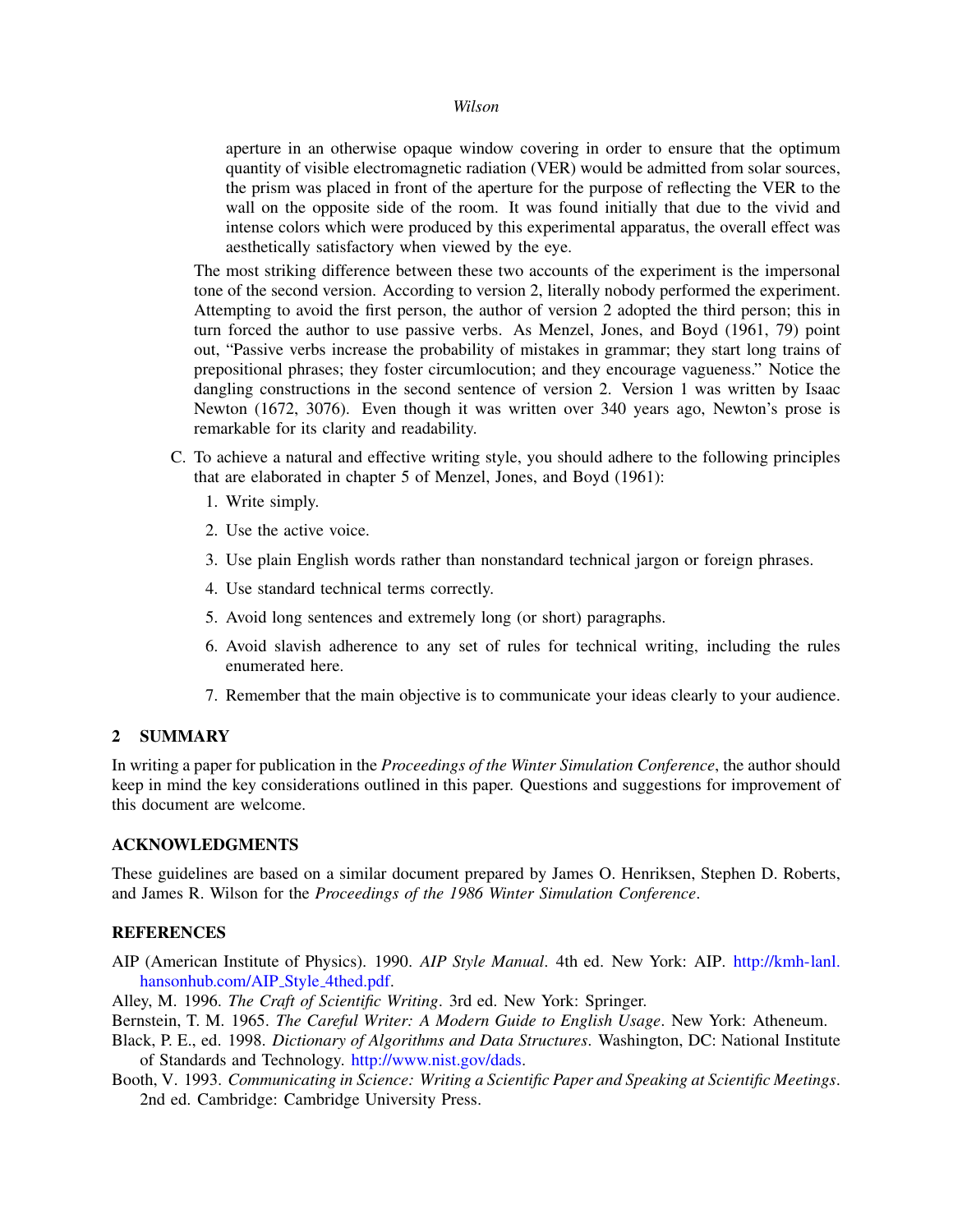aperture in an otherwise opaque window covering in order to ensure that the optimum quantity of visible electromagnetic radiation (VER) would be admitted from solar sources, the prism was placed in front of the aperture for the purpose of reflecting the VER to the wall on the opposite side of the room. It was found initially that due to the vivid and intense colors which were produced by this experimental apparatus, the overall effect was aesthetically satisfactory when viewed by the eye.

The most striking difference between these two accounts of the experiment is the impersonal tone of the second version. According to version 2, literally nobody performed the experiment. Attempting to avoid the first person, the author of version 2 adopted the third person; this in turn forced the author to use passive verbs. As Menzel, Jones, and Boyd (1961, 79) point out, "Passive verbs increase the probability of mistakes in grammar; they start long trains of prepositional phrases; they foster circumlocution; and they encourage vagueness." Notice the dangling constructions in the second sentence of version 2. Version 1 was written by Isaac Newton (1672, 3076). Even though it was written over 340 years ago, Newton's prose is remarkable for its clarity and readability.

C. To achieve a natural and effective writing style, you should adhere to the following principles that are elaborated in chapter 5 of Menzel, Jones, and Boyd (1961):

1. Write simply.
2. Use the active voice.
3. Use plain English words rather than nonstandard technical jargon or foreign phrases.
4. Use standard technical terms correctly.
5. Avoid long sentences and extremely long (or short) paragraphs.
6. Avoid slavish adherence to any set of rules for technical writing, including the rules enumerated here.
7. Remember that the main objective is to communicate your ideas clearly to your audience.

## 2 SUMMARY

In writing a paper for publication in the *Proceedings of the Winter Simulation Conference*, the author should keep in mind the key considerations outlined in this paper. Questions and suggestions for improvement of this document are welcome.

## ACKNOWLEDGMENTS

These guidelines are based on a similar document prepared by James O. Henriksen, Stephen D. Roberts, and James R. Wilson for the *Proceedings of the 1986 Winter Simulation Conference*.

## REFERENCES

AIP (American Institute of Physics). 1990. *AIP Style Manual*. 4th ed. New York: AIP. http://kmh-lanl.hansonhub.com/AIP_Style_4thed.pdf.

Alley, M. 1996. *The Craft of Scientific Writing*. 3rd ed. New York: Springer.

Bernstein, T. M. 1965. *The Careful Writer: A Modern Guide to English Usage*. New York: Atheneum.

Black, P. E., ed. 1998. *Dictionary of Algorithms and Data Structures*. Washington, DC: National Institute of Standards and Technology. http://www.nist.gov/dads.

Booth, V. 1993. *Communicating in Science: Writing a Scientific Paper and Speaking at Scientific Meetings*. 2nd ed. Cambridge: Cambridge University Press.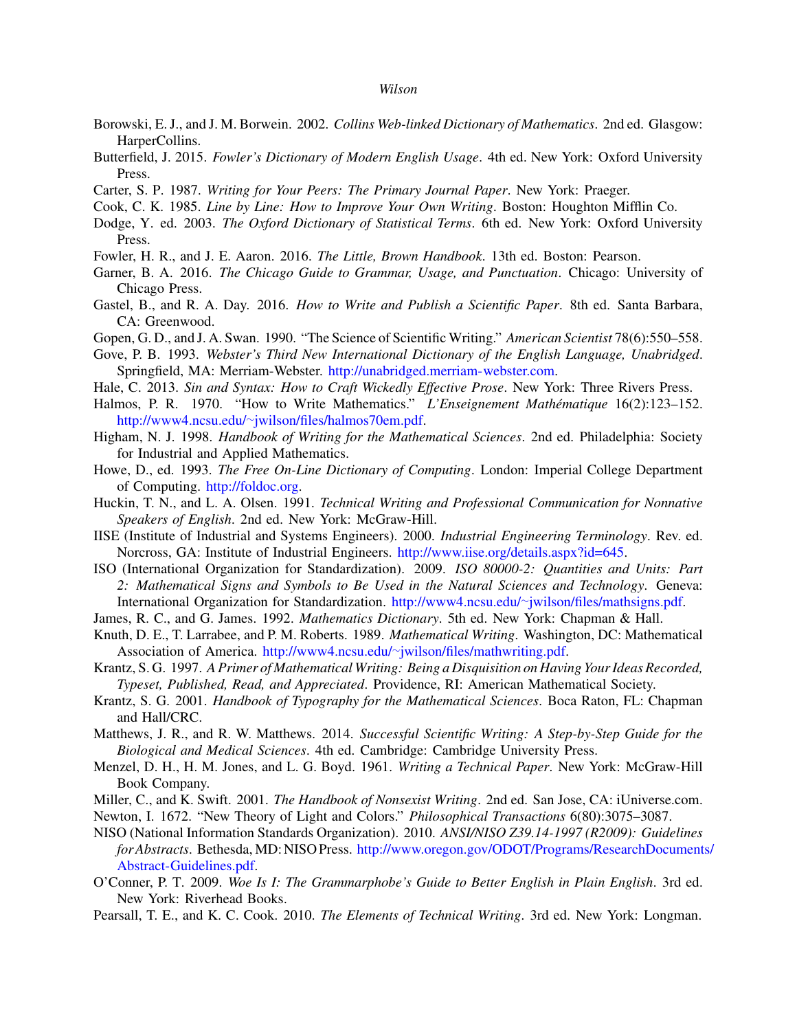Borowski, E. J., and J. M. Borwein. 2002. *Collins Web-linked Dictionary of Mathematics*. 2nd ed. Glasgow: HarperCollins.

Butterfield, J. 2015. *Fowler's Dictionary of Modern English Usage*. 4th ed. New York: Oxford University Press.

Carter, S. P. 1987. *Writing for Your Peers: The Primary Journal Paper*. New York: Praeger.

Cook, C. K. 1985. *Line by Line: How to Improve Your Own Writing*. Boston: Houghton Mifflin Co.

Dodge, Y. ed. 2003. *The Oxford Dictionary of Statistical Terms*. 6th ed. New York: Oxford University Press.

Fowler, H. R., and J. E. Aaron. 2016. *The Little, Brown Handbook*. 13th ed. Boston: Pearson.

Garner, B. A. 2016. *The Chicago Guide to Grammar, Usage, and Punctuation*. Chicago: University of Chicago Press.

Gastel, B., and R. A. Day. 2016. *How to Write and Publish a Scientific Paper*. 8th ed. Santa Barbara, CA: Greenwood.

Gopen, G. D., and J. A. Swan. 1990. "The Science of Scientific Writing." *American Scientist* 78(6):550–558.

Gove, P. B. 1993. *Webster's Third New International Dictionary of the English Language, Unabridged*. Springfield, MA: Merriam-Webster. http://unabridged.merriam-webster.com.

Hale, C. 2013. *Sin and Syntax: How to Craft Wickedly Effective Prose*. New York: Three Rivers Press.

Halmos, P. R. 1970. "How to Write Mathematics." *L'Enseignement Mathématique* 16(2):123–152. http://www4.ncsu.edu/~jwilson/files/halmos70em.pdf.

Higham, N. J. 1998. *Handbook of Writing for the Mathematical Sciences*. 2nd ed. Philadelphia: Society for Industrial and Applied Mathematics.

Howe, D., ed. 1993. *The Free On-Line Dictionary of Computing*. London: Imperial College Department of Computing. http://foldoc.org.

Huckin, T. N., and L. A. Olsen. 1991. *Technical Writing and Professional Communication for Nonnative Speakers of English*. 2nd ed. New York: McGraw-Hill.

IISE (Institute of Industrial and Systems Engineers). 2000. *Industrial Engineering Terminology*. Rev. ed. Norcross, GA: Institute of Industrial Engineers. http://www.iise.org/details.aspx?id=645.

ISO (International Organization for Standardization). 2009. *ISO 80000-2: Quantities and Units: Part 2: Mathematical Signs and Symbols to Be Used in the Natural Sciences and Technology*. Geneva: International Organization for Standardization. http://www4.ncsu.edu/~jwilson/files/mathsigns.pdf.

James, R. C., and G. James. 1992. *Mathematics Dictionary*. 5th ed. New York: Chapman & Hall.

Knuth, D. E., T. Larrabee, and P. M. Roberts. 1989. *Mathematical Writing*. Washington, DC: Mathematical Association of America. http://www4.ncsu.edu/~jwilson/files/mathwriting.pdf.

Krantz, S. G. 1997. *A Primer of Mathematical Writing: Being a Disquisition on Having Your Ideas Recorded, Typeset, Published, Read, and Appreciated*. Providence, RI: American Mathematical Society.

Krantz, S. G. 2001. *Handbook of Typography for the Mathematical Sciences*. Boca Raton, FL: Chapman and Hall/CRC.

Matthews, J. R., and R. W. Matthews. 2014. *Successful Scientific Writing: A Step-by-Step Guide for the Biological and Medical Sciences*. 4th ed. Cambridge: Cambridge University Press.

Menzel, D. H., H. M. Jones, and L. G. Boyd. 1961. *Writing a Technical Paper*. New York: McGraw-Hill Book Company.

Miller, C., and K. Swift. 2001. *The Handbook of Nonsexist Writing*. 2nd ed. San Jose, CA: iUniverse.com.

Newton, I. 1672. "New Theory of Light and Colors." *Philosophical Transactions* 6(80):3075–3087.

NISO (National Information Standards Organization). 2010. *ANSI/NISO Z39.14-1997 (R2009): Guidelines for Abstracts*. Bethesda, MD: NISO Press. http://www.oregon.gov/ODOT/Programs/ResearchDocuments/Abstract-Guidelines.pdf.

O'Conner, P. T. 2009. *Woe Is I: The Grammarphobe's Guide to Better English in Plain English*. 3rd ed. New York: Riverhead Books.

Pearsall, T. E., and K. C. Cook. 2010. *The Elements of Technical Writing*. 3rd ed. New York: Longman.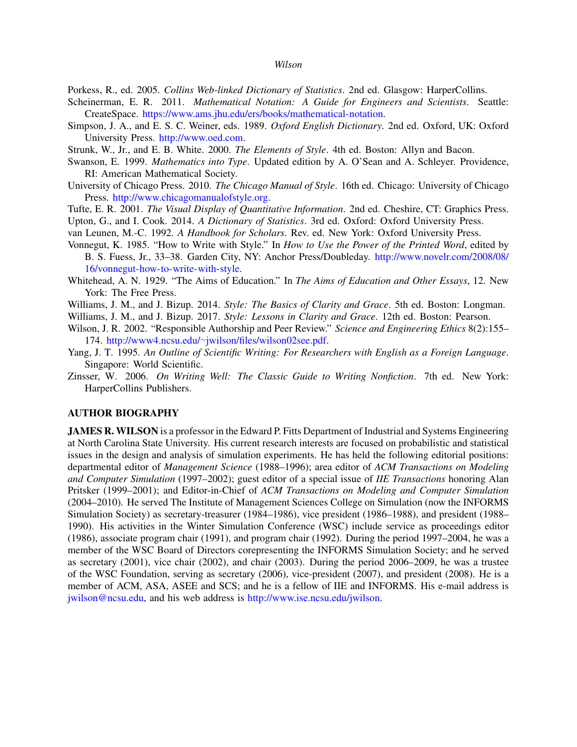Porkess, R., ed. 2005. *Collins Web-linked Dictionary of Statistics*. 2nd ed. Glasgow: HarperCollins.

Scheinerman, E. R. 2011. *Mathematical Notation: A Guide for Engineers and Scientists*. Seattle: CreateSpace. https://www.ams.jhu.edu/ers/books/mathematical-notation.

Simpson, J. A., and E. S. C. Weiner, eds. 1989. *Oxford English Dictionary*. 2nd ed. Oxford, UK: Oxford University Press. http://www.oed.com.

Strunk, W., Jr., and E. B. White. 2000. *The Elements of Style*. 4th ed. Boston: Allyn and Bacon.

Swanson, E. 1999. *Mathematics into Type*. Updated edition by A. O'Sean and A. Schleyer. Providence, RI: American Mathematical Society.

University of Chicago Press. 2010. *The Chicago Manual of Style*. 16th ed. Chicago: University of Chicago Press. http://www.chicagomanualofstyle.org.

Tufte, E. R. 2001. *The Visual Display of Quantitative Information*. 2nd ed. Cheshire, CT: Graphics Press.

Upton, G., and I. Cook. 2014. *A Dictionary of Statistics*. 3rd ed. Oxford: Oxford University Press.

van Leunen, M.-C. 1992. *A Handbook for Scholars*. Rev. ed. New York: Oxford University Press.

Vonnegut, K. 1985. "How to Write with Style." In *How to Use the Power of the Printed Word*, edited by B. S. Fuess, Jr., 33–38. Garden City, NY: Anchor Press/Doubleday. http://www.novelr.com/2008/08/16/vonnegut-how-to-write-with-style.

Whitehead, A. N. 1929. "The Aims of Education." In *The Aims of Education and Other Essays*, 12. New York: The Free Press.

Williams, J. M., and J. Bizup. 2014. *Style: The Basics of Clarity and Grace*. 5th ed. Boston: Longman.

Williams, J. M., and J. Bizup. 2017. *Style: Lessons in Clarity and Grace*. 12th ed. Boston: Pearson.

Wilson, J. R. 2002. "Responsible Authorship and Peer Review." *Science and Engineering Ethics* 8(2):155–174. http://www4.ncsu.edu/~jwilson/files/wilson02see.pdf.

Yang, J. T. 1995. *An Outline of Scientific Writing: For Researchers with English as a Foreign Language*. Singapore: World Scientific.

Zinsser, W. 2006. *On Writing Well: The Classic Guide to Writing Nonfiction*. 7th ed. New York: HarperCollins Publishers.

## AUTHOR BIOGRAPHY

**JAMES R. WILSON** is a professor in the Edward P. Fitts Department of Industrial and Systems Engineering at North Carolina State University. His current research interests are focused on probabilistic and statistical issues in the design and analysis of simulation experiments. He has held the following editorial positions: departmental editor of *Management Science* (1988–1996); area editor of *ACM Transactions on Modeling and Computer Simulation* (1997–2002); guest editor of a special issue of *IIE Transactions* honoring Alan Pritsker (1999–2001); and Editor-in-Chief of *ACM Transactions on Modeling and Computer Simulation* (2004–2010). He served The Institute of Management Sciences College on Simulation (now the INFORMS Simulation Society) as secretary-treasurer (1984–1986), vice president (1986–1988), and president (1988–1990). His activities in the Winter Simulation Conference (WSC) include service as proceedings editor (1986), associate program chair (1991), and program chair (1992). During the period 1997–2004, he was a member of the WSC Board of Directors corepresenting the INFORMS Simulation Society; and he served as secretary (2001), vice chair (2002), and chair (2003). During the period 2006–2009, he was a trustee of the WSC Foundation, serving as secretary (2006), vice-president (2007), and president (2008). He is a member of ACM, ASA, ASEE and SCS; and he is a fellow of IIE and INFORMS. His e-mail address is jwilson@ncsu.edu, and his web address is http://www.ise.ncsu.edu/jwilson.